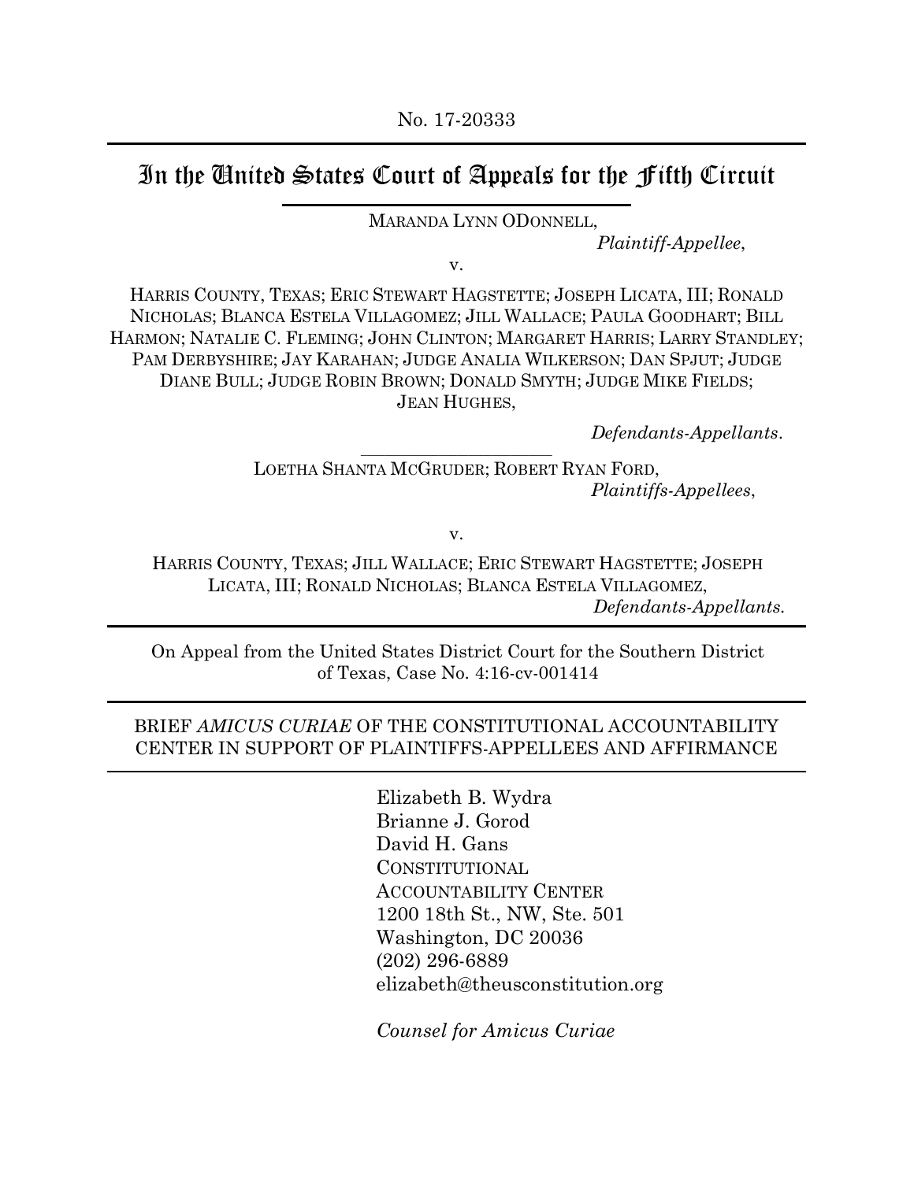No. 17-20333

# In the United States Court of Appeals for the Fifth Circuit

MARANDA LYNN ODONNELL,

*Plaintiff-Appellee*,

v.

HARRIS COUNTY, TEXAS; ERIC STEWART HAGSTETTE; JOSEPH LICATA, III; RONALD NICHOLAS; BLANCA ESTELA VILLAGOMEZ; JILL WALLACE; PAULA GOODHART; BILL HARMON; NATALIE C. FLEMING; JOHN CLINTON; MARGARET HARRIS; LARRY STANDLEY; PAM DERBYSHIRE; JAY KARAHAN; JUDGE ANALIA WILKERSON; DAN SPJUT; JUDGE DIANE BULL; JUDGE ROBIN BROWN; DONALD SMYTH; JUDGE MIKE FIELDS; JEAN HUGHES,

*Defendants-Appellants*.

---

LOETHA SHANTA MCGRUDER; ROBERT RYAN FORD,

*Plaintiffs-Appellees*,

v.

HARRIS COUNTY, TEXAS; JILL WALLACE; ERIC STEWART HAGSTETTE; JOSEPH LICATA, III; RONALD NICHOLAS; BLANCA ESTELA VILLAGOMEZ,

*Defendants-Appellants.*

---

On Appeal from the United States District Court for the Southern District of Texas, Case No. 4:16-cv-001414

---

BRIEF *AMICUS CURIAE* OF THE CONSTITUTIONAL ACCOUNTABILITY CENTER IN SUPPORT OF PLAINTIFFS-APPELLEES AND AFFIRMANCE

---

Elizabeth B. Wydra
Brianne J. Gorod
David H. Gans
CONSTITUTIONAL ACCOUNTABILITY CENTER
1200 18th St., NW, Ste. 501
Washington, DC 20036
(202) 296-6889
elizabeth@theusconstitution.org

*Counsel for Amicus Curiae*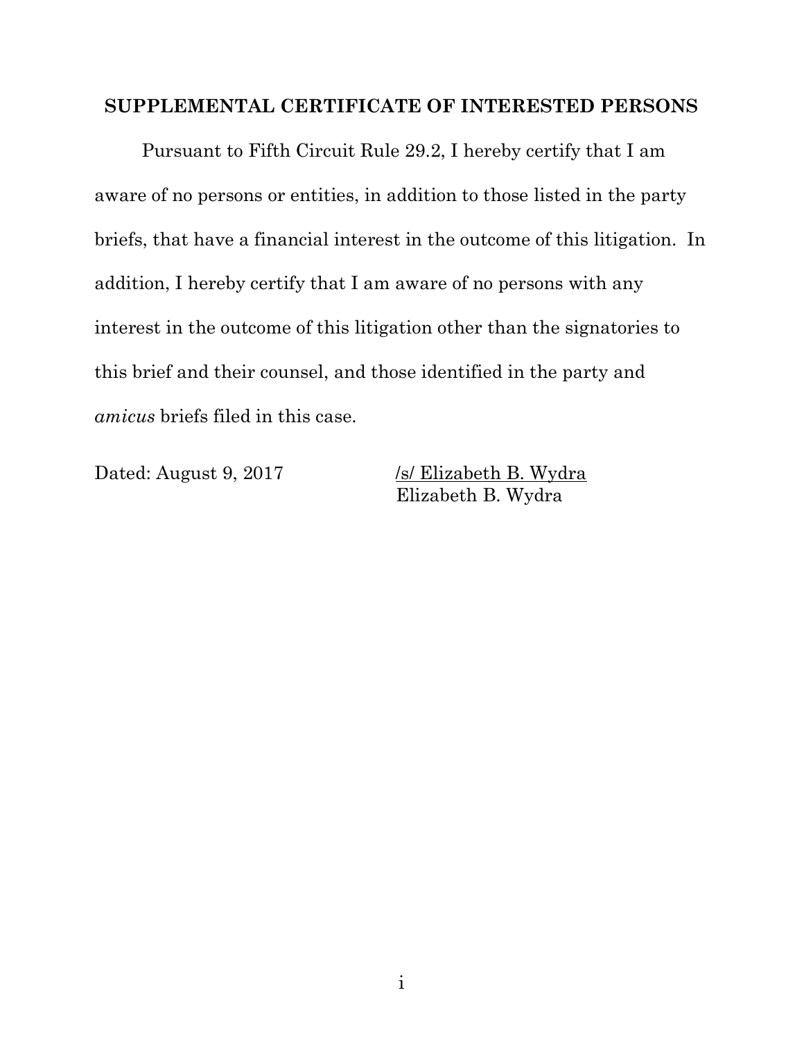## SUPPLEMENTAL CERTIFICATE OF INTERESTED PERSONS

Pursuant to Fifth Circuit Rule 29.2, I hereby certify that I am aware of no persons or entities, in addition to those listed in the party briefs, that have a financial interest in the outcome of this litigation. In addition, I hereby certify that I am aware of no persons with any interest in the outcome of this litigation other than the signatories to this brief and their counsel, and those identified in the party and *amicus* briefs filed in this case.

Dated: August 9, 2017

/s/ Elizabeth B. Wydra
Elizabeth B. Wydra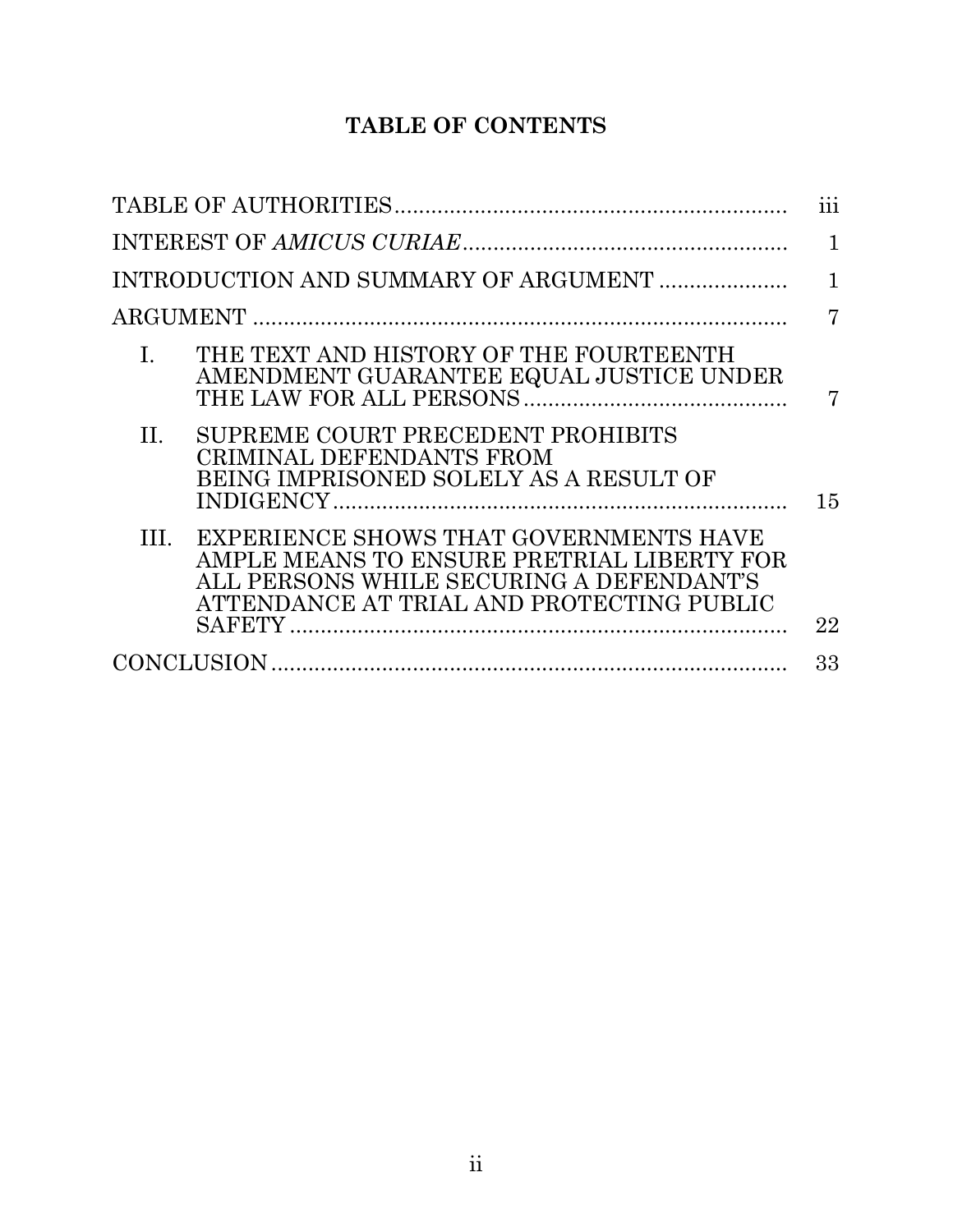# TABLE OF CONTENTS

| | |
|---|---|
| TABLE OF AUTHORITIES | iii |
| INTEREST OF *AMICUS CURIAE* | 1 |
| INTRODUCTION AND SUMMARY OF ARGUMENT | 1 |
| ARGUMENT | 7 |
| I. THE TEXT AND HISTORY OF THE FOURTEENTH AMENDMENT GUARANTEE EQUAL JUSTICE UNDER THE LAW FOR ALL PERSONS | 7 |
| II. SUPREME COURT PRECEDENT PROHIBITS CRIMINAL DEFENDANTS FROM BEING IMPRISONED SOLELY AS A RESULT OF INDIGENCY | 15 |
| III. EXPERIENCE SHOWS THAT GOVERNMENTS HAVE AMPLE MEANS TO ENSURE PRETRIAL LIBERTY FOR ALL PERSONS WHILE SECURING A DEFENDANT'S ATTENDANCE AT TRIAL AND PROTECTING PUBLIC SAFETY | 22 |
| CONCLUSION | 33 |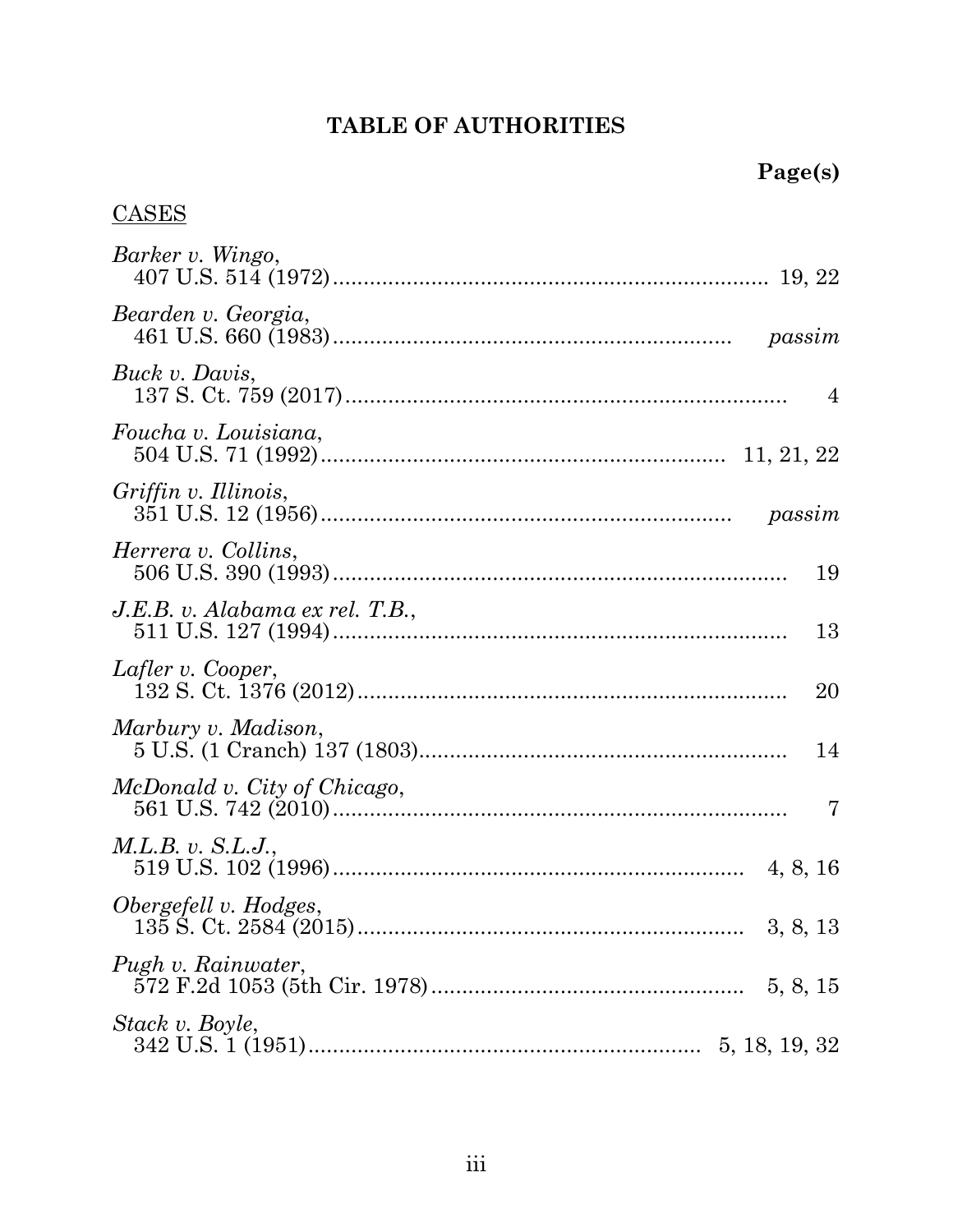# TABLE OF AUTHORITIES

**Page(s)**

CASES

*Barker v. Wingo*,
407 U.S. 514 (1972) .......... 19, 22

*Bearden v. Georgia*,
461 U.S. 660 (1983) .......... *passim*

*Buck v. Davis*,
137 S. Ct. 759 (2017) .......... 4

*Foucha v. Louisiana*,
504 U.S. 71 (1992) .......... 11, 21, 22

*Griffin v. Illinois*,
351 U.S. 12 (1956) .......... *passim*

*Herrera v. Collins*,
506 U.S. 390 (1993) .......... 19

*J.E.B. v. Alabama ex rel. T.B.*,
511 U.S. 127 (1994) .......... 13

*Lafler v. Cooper*,
132 S. Ct. 1376 (2012) .......... 20

*Marbury v. Madison*,
5 U.S. (1 Cranch) 137 (1803) .......... 14

*McDonald v. City of Chicago*,
561 U.S. 742 (2010) .......... 7

*M.L.B. v. S.L.J.*,
519 U.S. 102 (1996) .......... 4, 8, 16

*Obergefell v. Hodges*,
135 S. Ct. 2584 (2015) .......... 3, 8, 13

*Pugh v. Rainwater*,
572 F.2d 1053 (5th Cir. 1978) .......... 5, 8, 15

*Stack v. Boyle*,
342 U.S. 1 (1951) .......... 5, 18, 19, 32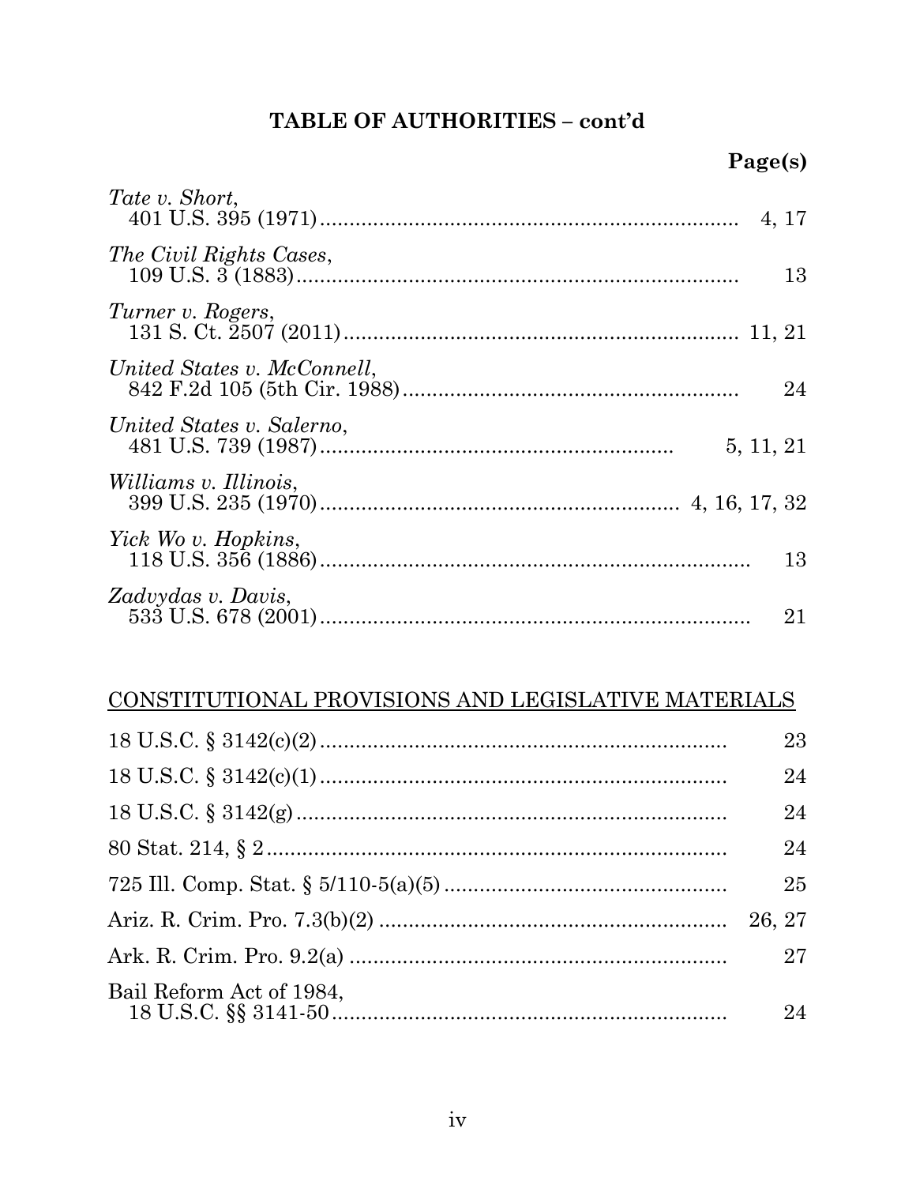## TABLE OF AUTHORITIES – cont'd

**Page(s)**

*Tate v. Short*,
401 U.S. 395 (1971) ........................................................................ 4, 17

*The Civil Rights Cases*,
109 U.S. 3 (1883) ........................................................................ 13

*Turner v. Rogers*,
131 S. Ct. 2507 (2011) ........................................................................ 11, 21

*United States v. McConnell*,
842 F.2d 105 (5th Cir. 1988) ........................................................................ 24

*United States v. Salerno*,
481 U.S. 739 (1987) ........................................................................ 5, 11, 21

*Williams v. Illinois*,
399 U.S. 235 (1970) ........................................................................ 4, 16, 17, 32

*Yick Wo v. Hopkins*,
118 U.S. 356 (1886) ........................................................................ 13

*Zadvydas v. Davis*,
533 U.S. 678 (2001) ........................................................................ 21

<u>CONSTITUTIONAL PROVISIONS AND LEGISLATIVE MATERIALS</u>

18 U.S.C. § 3142(c)(2) ........................................................................ 23

18 U.S.C. § 3142(c)(1) ........................................................................ 24

18 U.S.C. § 3142(g) ........................................................................ 24

80 Stat. 214, § 2 ........................................................................ 24

725 Ill. Comp. Stat. § 5/110-5(a)(5) ........................................................................ 25

Ariz. R. Crim. Pro. 7.3(b)(2) ........................................................................ 26, 27

Ark. R. Crim. Pro. 9.2(a) ........................................................................ 27

Bail Reform Act of 1984,
18 U.S.C. §§ 3141-50 ........................................................................ 24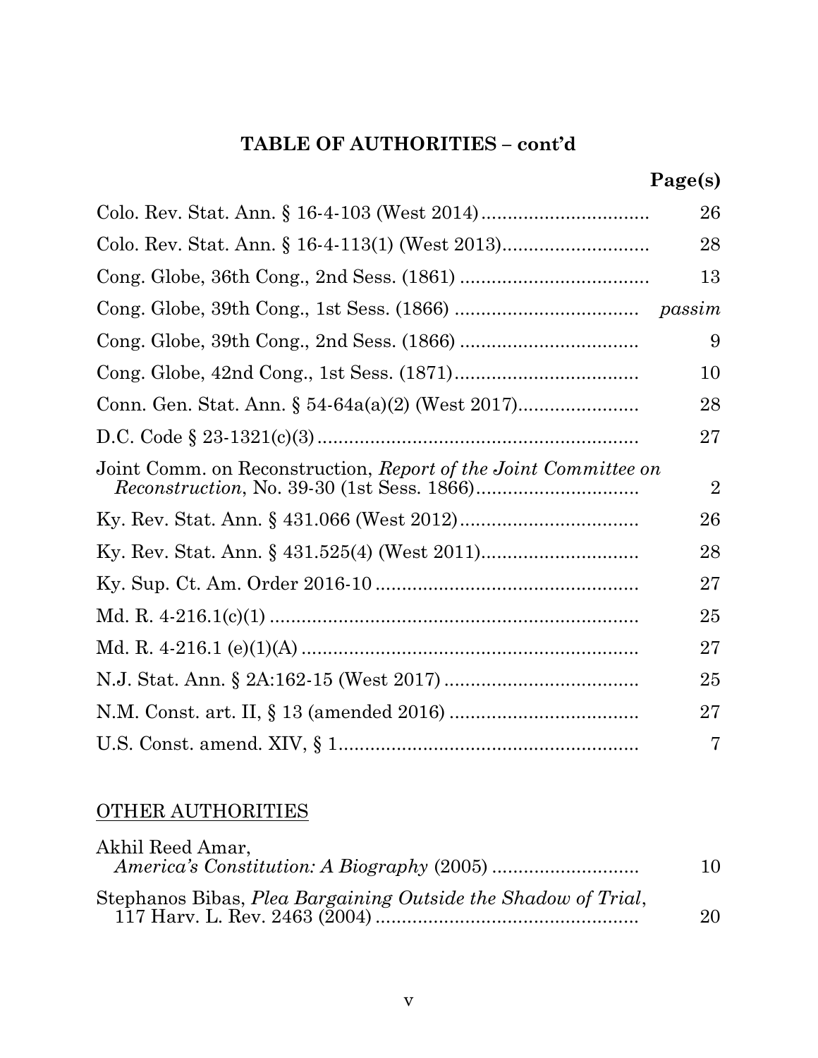## TABLE OF AUTHORITIES – cont'd

| | Page(s) |
|---|---|
| Colo. Rev. Stat. Ann. § 16-4-103 (West 2014) | 26 |
| Colo. Rev. Stat. Ann. § 16-4-113(1) (West 2013) | 28 |
| Cong. Globe, 36th Cong., 2nd Sess. (1861) | 13 |
| Cong. Globe, 39th Cong., 1st Sess. (1866) | *passim* |
| Cong. Globe, 39th Cong., 2nd Sess. (1866) | 9 |
| Cong. Globe, 42nd Cong., 1st Sess. (1871) | 10 |
| Conn. Gen. Stat. Ann. § 54-64a(a)(2) (West 2017) | 28 |
| D.C. Code § 23-1321(c)(3) | 27 |
| Joint Comm. on Reconstruction, *Report of the Joint Committee on Reconstruction*, No. 39-30 (1st Sess. 1866) | 2 |
| Ky. Rev. Stat. Ann. § 431.066 (West 2012) | 26 |
| Ky. Rev. Stat. Ann. § 431.525(4) (West 2011) | 28 |
| Ky. Sup. Ct. Am. Order 2016-10 | 27 |
| Md. R. 4-216.1(c)(1) | 25 |
| Md. R. 4-216.1 (e)(1)(A) | 27 |
| N.J. Stat. Ann. § 2A:162-15 (West 2017) | 25 |
| N.M. Const. art. II, § 13 (amended 2016) | 27 |
| U.S. Const. amend. XIV, § 1 | 7 |

OTHER AUTHORITIES

| | |
|---|---|
| Akhil Reed Amar, *America's Constitution: A Biography* (2005) | 10 |
| Stephanos Bibas, *Plea Bargaining Outside the Shadow of Trial*, 117 Harv. L. Rev. 2463 (2004) | 20 |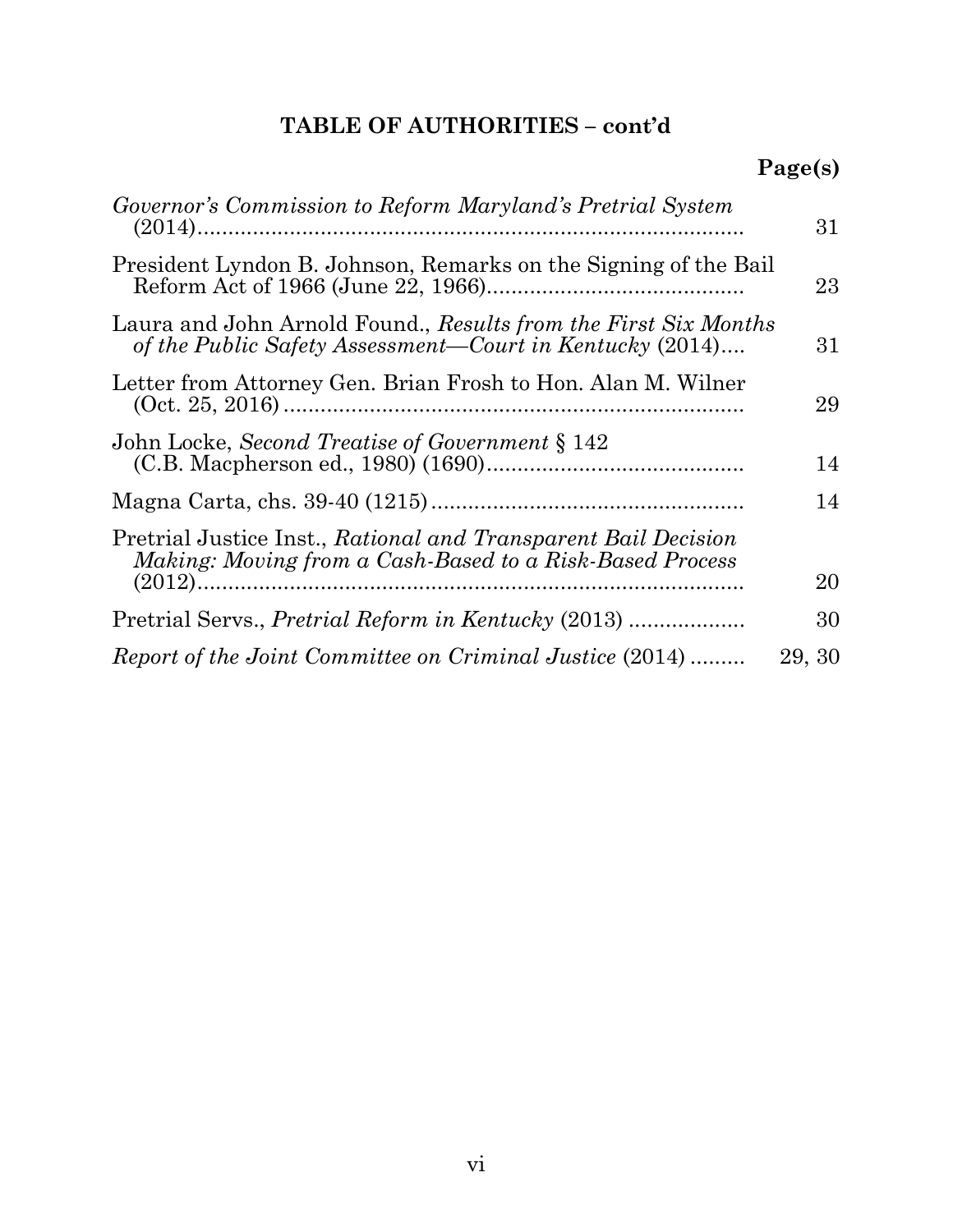## TABLE OF AUTHORITIES – cont'd

| | Page(s) |
|---|---|
| *Governor's Commission to Reform Maryland's Pretrial System* (2014) | 31 |
| President Lyndon B. Johnson, Remarks on the Signing of the Bail Reform Act of 1966 (June 22, 1966) | 23 |
| Laura and John Arnold Found., *Results from the First Six Months of the Public Safety Assessment—Court in Kentucky* (2014) | 31 |
| Letter from Attorney Gen. Brian Frosh to Hon. Alan M. Wilner (Oct. 25, 2016) | 29 |
| John Locke, *Second Treatise of Government* § 142 (C.B. Macpherson ed., 1980) (1690) | 14 |
| Magna Carta, chs. 39-40 (1215) | 14 |
| Pretrial Justice Inst., *Rational and Transparent Bail Decision Making: Moving from a Cash-Based to a Risk-Based Process* (2012) | 20 |
| Pretrial Servs., *Pretrial Reform in Kentucky* (2013) | 30 |
| *Report of the Joint Committee on Criminal Justice* (2014) | 29, 30 |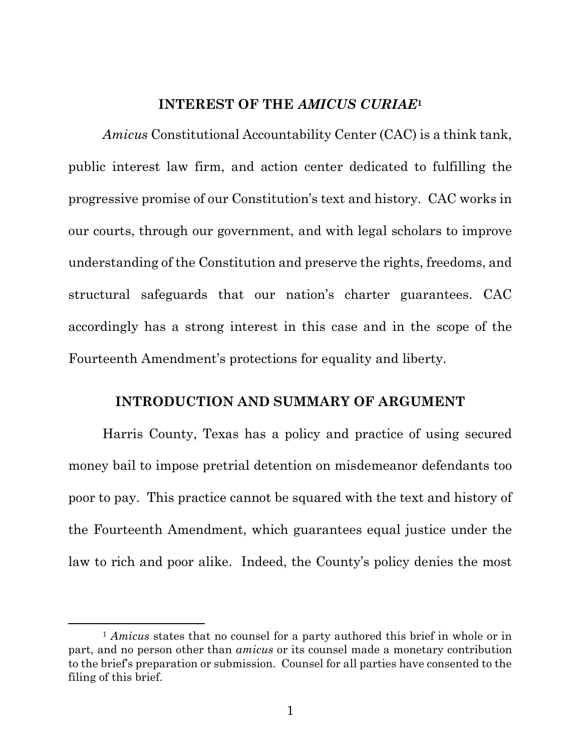## INTEREST OF THE *AMICUS CURIAE*[1]

*Amicus* Constitutional Accountability Center (CAC) is a think tank, public interest law firm, and action center dedicated to fulfilling the progressive promise of our Constitution's text and history. CAC works in our courts, through our government, and with legal scholars to improve understanding of the Constitution and preserve the rights, freedoms, and structural safeguards that our nation's charter guarantees. CAC accordingly has a strong interest in this case and in the scope of the Fourteenth Amendment's protections for equality and liberty.

## INTRODUCTION AND SUMMARY OF ARGUMENT

Harris County, Texas has a policy and practice of using secured money bail to impose pretrial detention on misdemeanor defendants too poor to pay. This practice cannot be squared with the text and history of the Fourteenth Amendment, which guarantees equal justice under the law to rich and poor alike. Indeed, the County's policy denies the most

[1] *Amicus* states that no counsel for a party authored this brief in whole or in part, and no person other than *amicus* or its counsel made a monetary contribution to the brief's preparation or submission. Counsel for all parties have consented to the filing of this brief.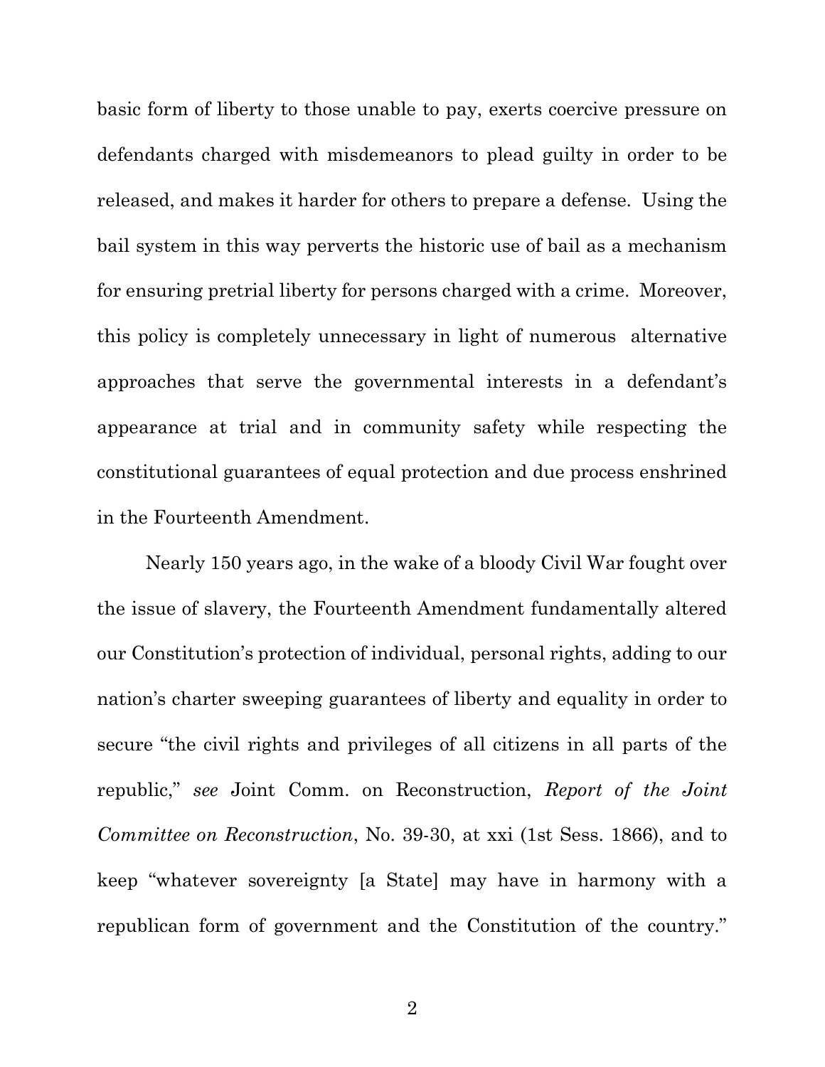basic form of liberty to those unable to pay, exerts coercive pressure on defendants charged with misdemeanors to plead guilty in order to be released, and makes it harder for others to prepare a defense. Using the bail system in this way perverts the historic use of bail as a mechanism for ensuring pretrial liberty for persons charged with a crime. Moreover, this policy is completely unnecessary in light of numerous alternative approaches that serve the governmental interests in a defendant's appearance at trial and in community safety while respecting the constitutional guarantees of equal protection and due process enshrined in the Fourteenth Amendment.

Nearly 150 years ago, in the wake of a bloody Civil War fought over the issue of slavery, the Fourteenth Amendment fundamentally altered our Constitution's protection of individual, personal rights, adding to our nation's charter sweeping guarantees of liberty and equality in order to secure "the civil rights and privileges of all citizens in all parts of the republic," *see* Joint Comm. on Reconstruction, *Report of the Joint Committee on Reconstruction*, No. 39-30, at xxi (1st Sess. 1866), and to keep "whatever sovereignty [a State] may have in harmony with a republican form of government and the Constitution of the country."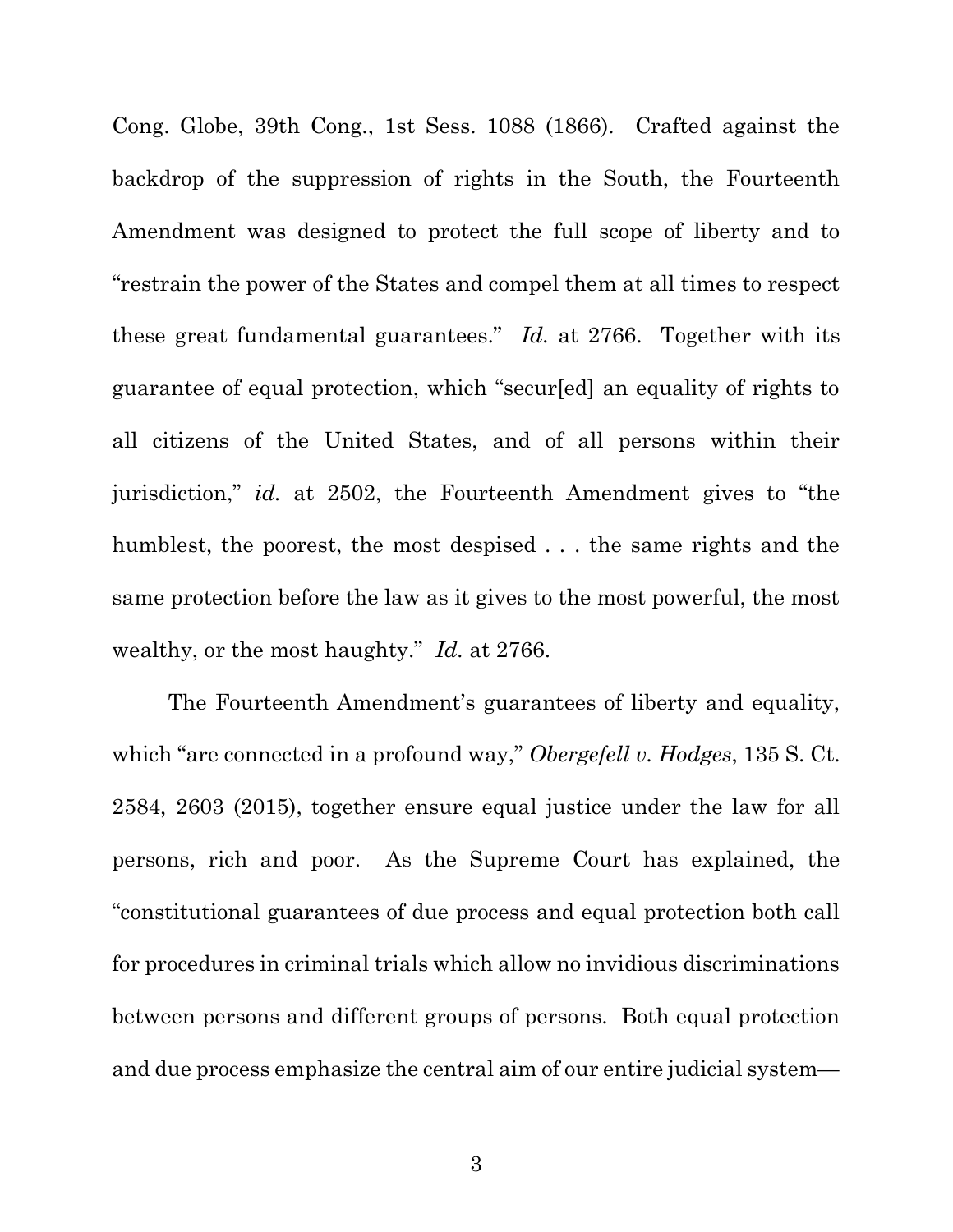Cong. Globe, 39th Cong., 1st Sess. 1088 (1866). Crafted against the backdrop of the suppression of rights in the South, the Fourteenth Amendment was designed to protect the full scope of liberty and to "restrain the power of the States and compel them at all times to respect these great fundamental guarantees." *Id.* at 2766. Together with its guarantee of equal protection, which "secur[ed] an equality of rights to all citizens of the United States, and of all persons within their jurisdiction," *id.* at 2502, the Fourteenth Amendment gives to "the humblest, the poorest, the most despised . . . the same rights and the same protection before the law as it gives to the most powerful, the most wealthy, or the most haughty." *Id.* at 2766.

The Fourteenth Amendment's guarantees of liberty and equality, which "are connected in a profound way," *Obergefell v. Hodges*, 135 S. Ct. 2584, 2603 (2015), together ensure equal justice under the law for all persons, rich and poor. As the Supreme Court has explained, the "constitutional guarantees of due process and equal protection both call for procedures in criminal trials which allow no invidious discriminations between persons and different groups of persons. Both equal protection and due process emphasize the central aim of our entire judicial system—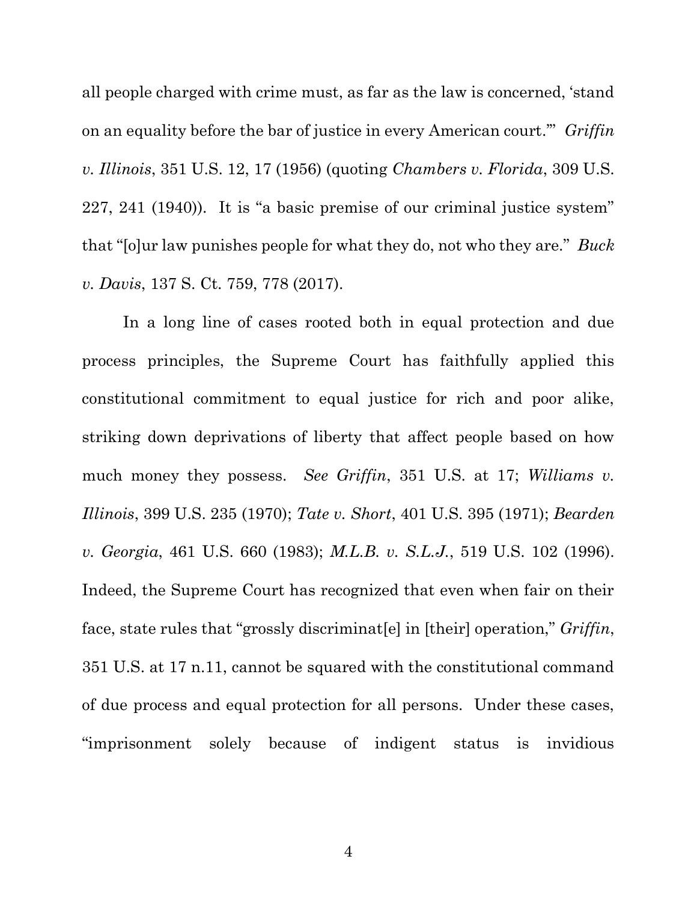all people charged with crime must, as far as the law is concerned, 'stand on an equality before the bar of justice in every American court.'" *Griffin v. Illinois*, 351 U.S. 12, 17 (1956) (quoting *Chambers v. Florida*, 309 U.S. 227, 241 (1940)). It is "a basic premise of our criminal justice system" that "[o]ur law punishes people for what they do, not who they are." *Buck v. Davis*, 137 S. Ct. 759, 778 (2017).

In a long line of cases rooted both in equal protection and due process principles, the Supreme Court has faithfully applied this constitutional commitment to equal justice for rich and poor alike, striking down deprivations of liberty that affect people based on how much money they possess. *See Griffin*, 351 U.S. at 17; *Williams v. Illinois*, 399 U.S. 235 (1970); *Tate v. Short*, 401 U.S. 395 (1971); *Bearden v. Georgia*, 461 U.S. 660 (1983); *M.L.B. v. S.L.J.*, 519 U.S. 102 (1996). Indeed, the Supreme Court has recognized that even when fair on their face, state rules that "grossly discriminat[e] in [their] operation," *Griffin*, 351 U.S. at 17 n.11, cannot be squared with the constitutional command of due process and equal protection for all persons. Under these cases, "imprisonment solely because of indigent status is invidious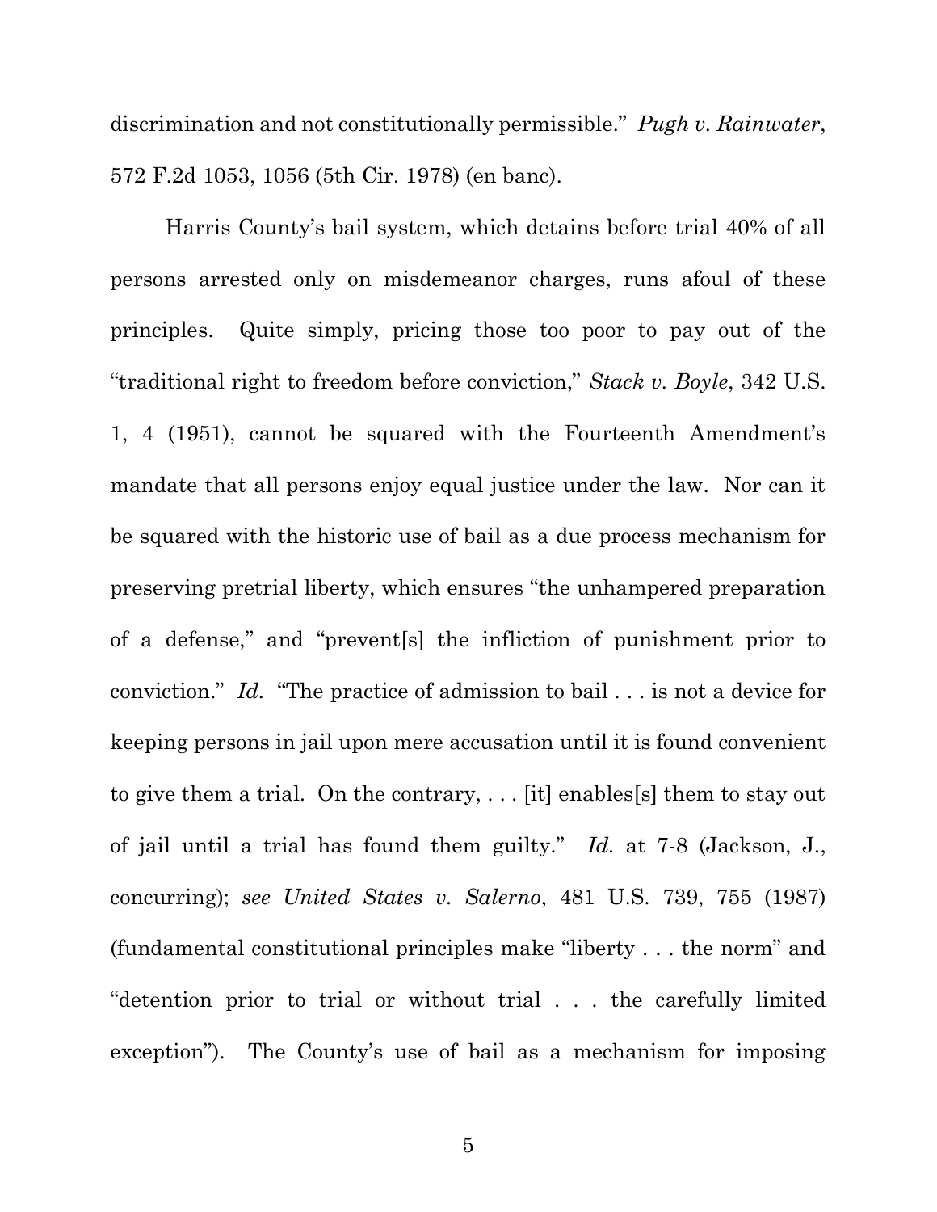discrimination and not constitutionally permissible." *Pugh v. Rainwater*, 572 F.2d 1053, 1056 (5th Cir. 1978) (en banc).

Harris County's bail system, which detains before trial 40% of all persons arrested only on misdemeanor charges, runs afoul of these principles. Quite simply, pricing those too poor to pay out of the "traditional right to freedom before conviction," *Stack v. Boyle*, 342 U.S. 1, 4 (1951), cannot be squared with the Fourteenth Amendment's mandate that all persons enjoy equal justice under the law. Nor can it be squared with the historic use of bail as a due process mechanism for preserving pretrial liberty, which ensures "the unhampered preparation of a defense," and "prevent[s] the infliction of punishment prior to conviction." *Id.* "The practice of admission to bail . . . is not a device for keeping persons in jail upon mere accusation until it is found convenient to give them a trial. On the contrary, . . . [it] enables[s] them to stay out of jail until a trial has found them guilty." *Id.* at 7-8 (Jackson, J., concurring); *see United States v. Salerno*, 481 U.S. 739, 755 (1987) (fundamental constitutional principles make "liberty . . . the norm" and "detention prior to trial or without trial . . . the carefully limited exception"). The County's use of bail as a mechanism for imposing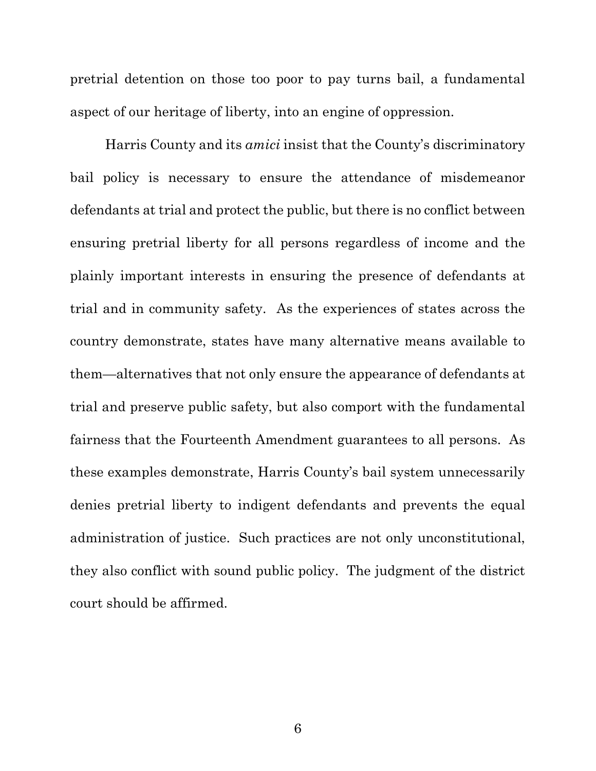pretrial detention on those too poor to pay turns bail, a fundamental aspect of our heritage of liberty, into an engine of oppression.

Harris County and its *amici* insist that the County's discriminatory bail policy is necessary to ensure the attendance of misdemeanor defendants at trial and protect the public, but there is no conflict between ensuring pretrial liberty for all persons regardless of income and the plainly important interests in ensuring the presence of defendants at trial and in community safety. As the experiences of states across the country demonstrate, states have many alternative means available to them—alternatives that not only ensure the appearance of defendants at trial and preserve public safety, but also comport with the fundamental fairness that the Fourteenth Amendment guarantees to all persons. As these examples demonstrate, Harris County's bail system unnecessarily denies pretrial liberty to indigent defendants and prevents the equal administration of justice. Such practices are not only unconstitutional, they also conflict with sound public policy. The judgment of the district court should be affirmed.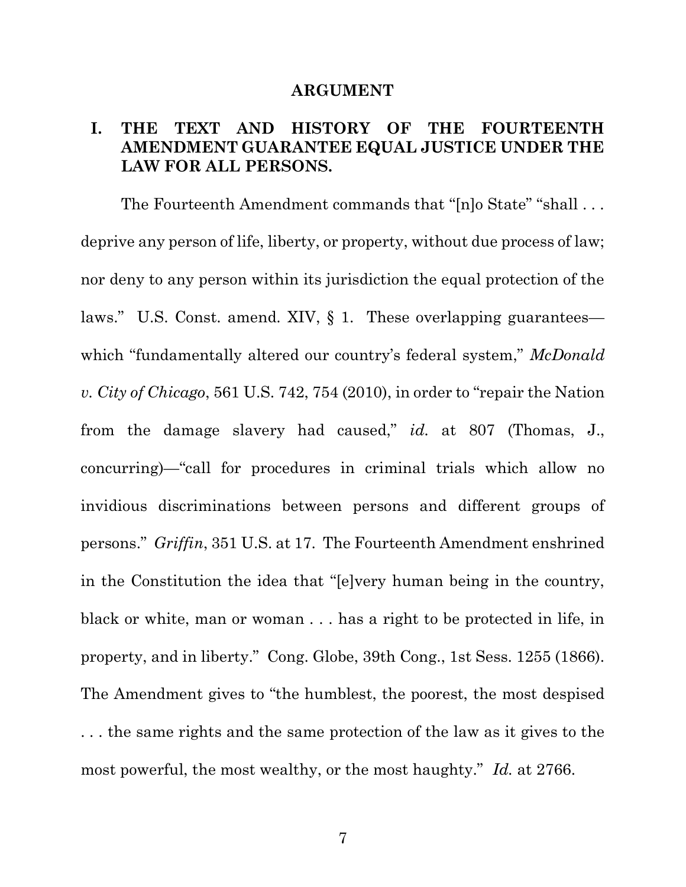# ARGUMENT

## I. THE TEXT AND HISTORY OF THE FOURTEENTH AMENDMENT GUARANTEE EQUAL JUSTICE UNDER THE LAW FOR ALL PERSONS.

The Fourteenth Amendment commands that "[n]o State" "shall . . . deprive any person of life, liberty, or property, without due process of law; nor deny to any person within its jurisdiction the equal protection of the laws." U.S. Const. amend. XIV, § 1. These overlapping guarantees—which "fundamentally altered our country's federal system," *McDonald v. City of Chicago*, 561 U.S. 742, 754 (2010), in order to "repair the Nation from the damage slavery had caused," *id.* at 807 (Thomas, J., concurring)—"call for procedures in criminal trials which allow no invidious discriminations between persons and different groups of persons." *Griffin*, 351 U.S. at 17. The Fourteenth Amendment enshrined in the Constitution the idea that "[e]very human being in the country, black or white, man or woman . . . has a right to be protected in life, in property, and in liberty." Cong. Globe, 39th Cong., 1st Sess. 1255 (1866). The Amendment gives to "the humblest, the poorest, the most despised . . . the same rights and the same protection of the law as it gives to the most powerful, the most wealthy, or the most haughty." *Id.* at 2766.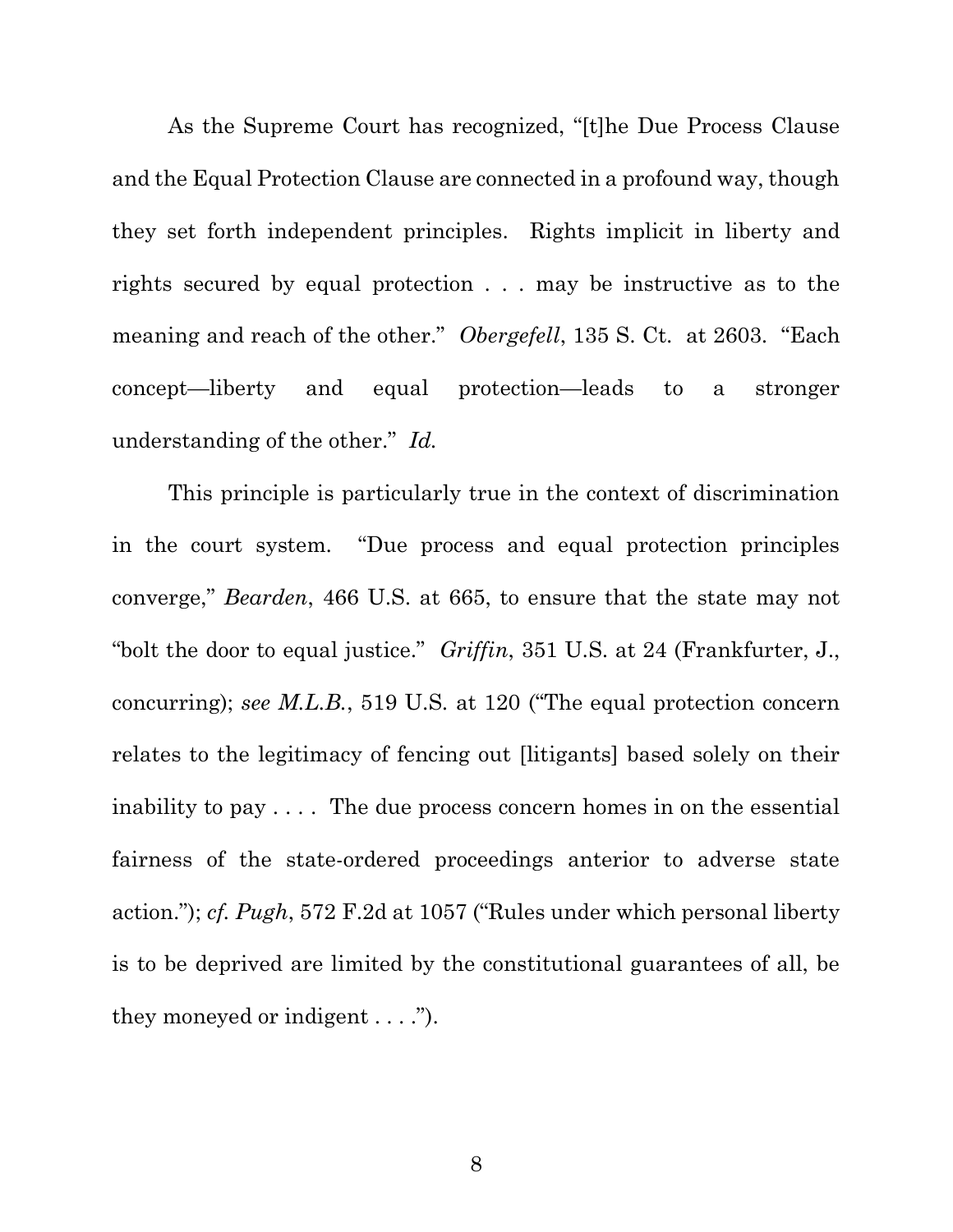As the Supreme Court has recognized, "[t]he Due Process Clause and the Equal Protection Clause are connected in a profound way, though they set forth independent principles. Rights implicit in liberty and rights secured by equal protection . . . may be instructive as to the meaning and reach of the other." *Obergefell*, 135 S. Ct. at 2603. "Each concept—liberty and equal protection—leads to a stronger understanding of the other." *Id.*

This principle is particularly true in the context of discrimination in the court system. "Due process and equal protection principles converge," *Bearden*, 466 U.S. at 665, to ensure that the state may not "bolt the door to equal justice." *Griffin*, 351 U.S. at 24 (Frankfurter, J., concurring); *see M.L.B.*, 519 U.S. at 120 ("The equal protection concern relates to the legitimacy of fencing out [litigants] based solely on their inability to pay . . . . The due process concern homes in on the essential fairness of the state-ordered proceedings anterior to adverse state action."); *cf. Pugh*, 572 F.2d at 1057 ("Rules under which personal liberty is to be deprived are limited by the constitutional guarantees of all, be they moneyed or indigent . . . .").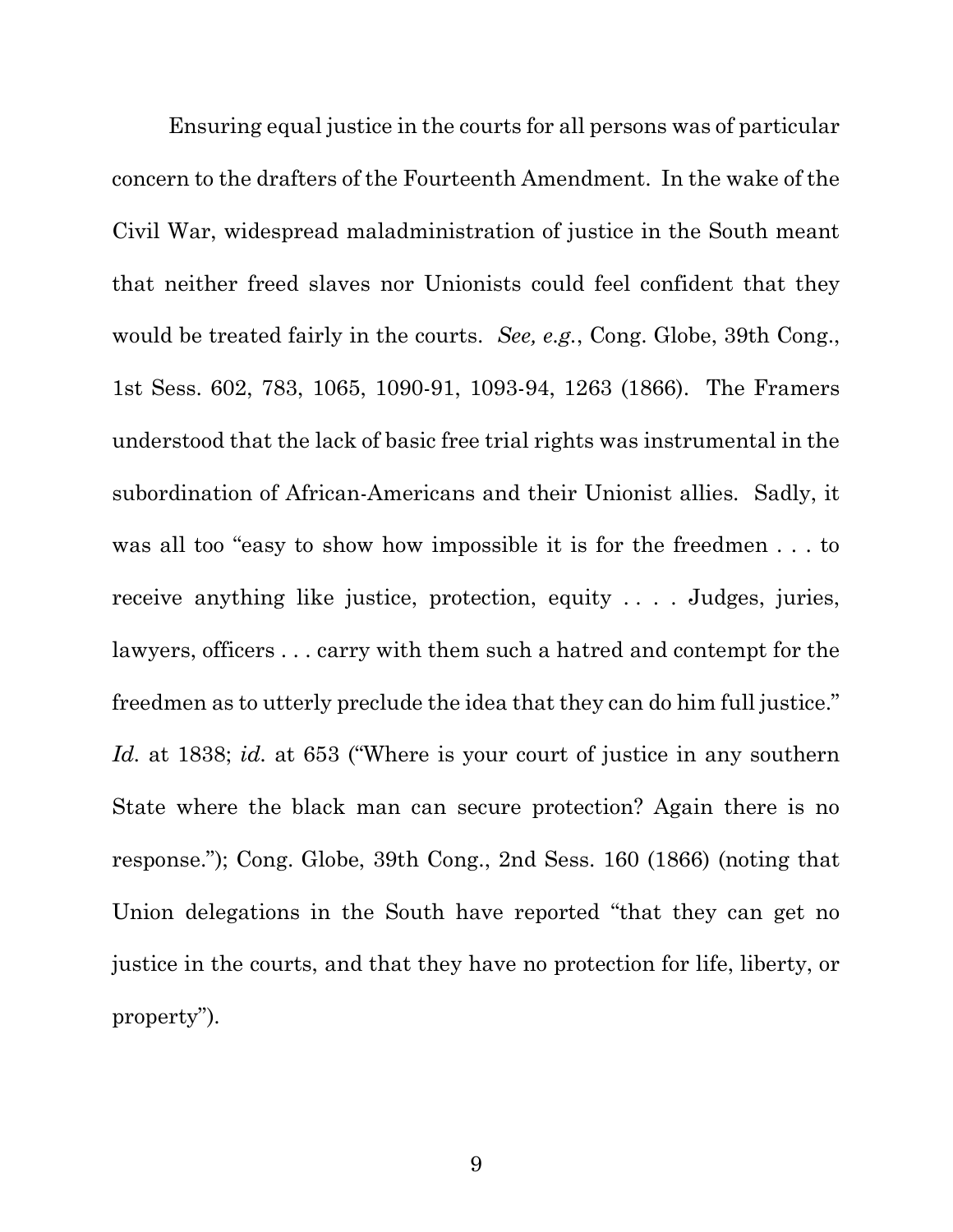Ensuring equal justice in the courts for all persons was of particular concern to the drafters of the Fourteenth Amendment. In the wake of the Civil War, widespread maladministration of justice in the South meant that neither freed slaves nor Unionists could feel confident that they would be treated fairly in the courts. *See, e.g.*, Cong. Globe, 39th Cong., 1st Sess. 602, 783, 1065, 1090-91, 1093-94, 1263 (1866). The Framers understood that the lack of basic free trial rights was instrumental in the subordination of African-Americans and their Unionist allies. Sadly, it was all too "easy to show how impossible it is for the freedmen . . . to receive anything like justice, protection, equity . . . . Judges, juries, lawyers, officers . . . carry with them such a hatred and contempt for the freedmen as to utterly preclude the idea that they can do him full justice." *Id.* at 1838; *id.* at 653 ("Where is your court of justice in any southern State where the black man can secure protection? Again there is no response."); Cong. Globe, 39th Cong., 2nd Sess. 160 (1866) (noting that Union delegations in the South have reported "that they can get no justice in the courts, and that they have no protection for life, liberty, or property").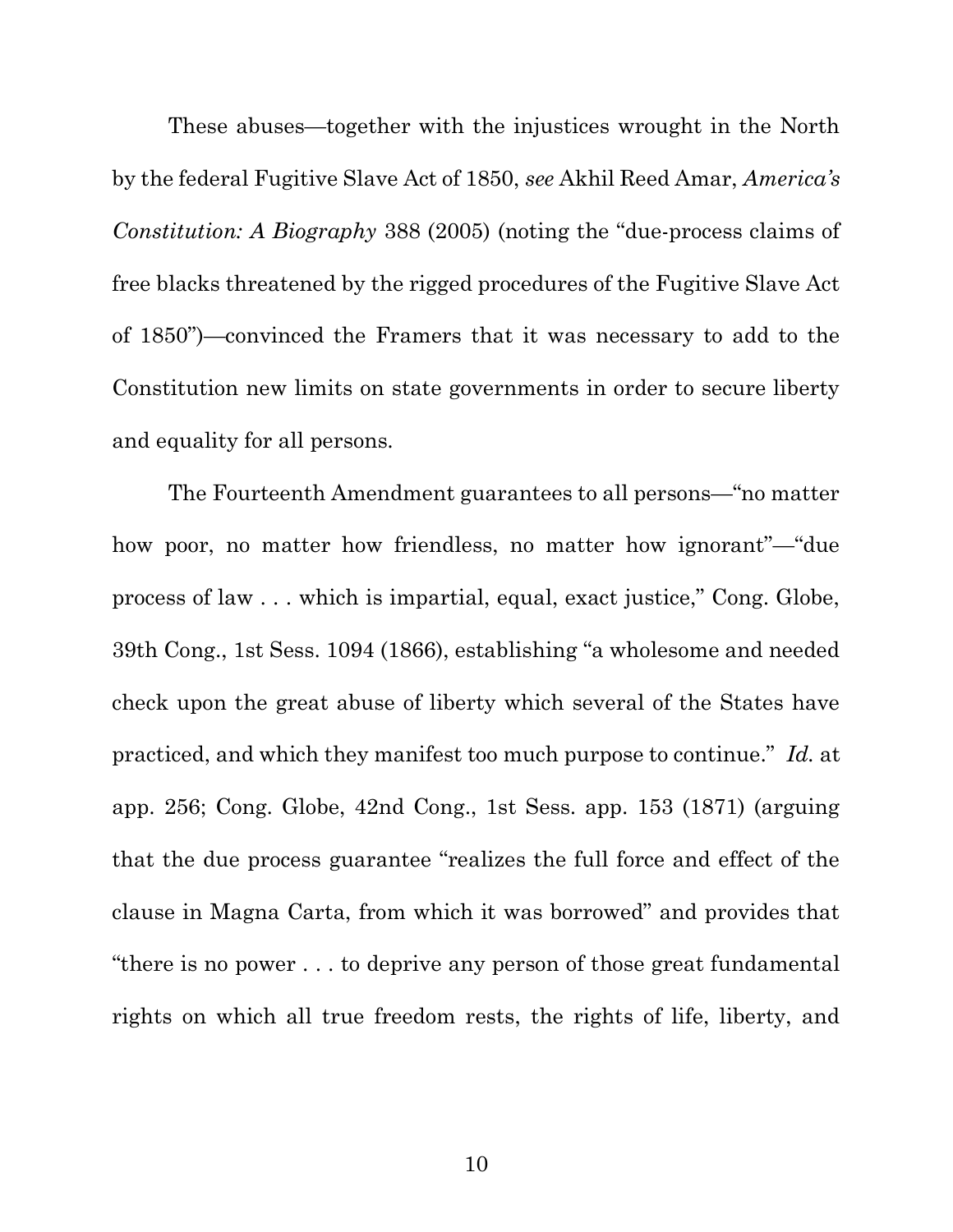These abuses—together with the injustices wrought in the North by the federal Fugitive Slave Act of 1850, *see* Akhil Reed Amar, *America's Constitution: A Biography* 388 (2005) (noting the "due-process claims of free blacks threatened by the rigged procedures of the Fugitive Slave Act of 1850")—convinced the Framers that it was necessary to add to the Constitution new limits on state governments in order to secure liberty and equality for all persons.

The Fourteenth Amendment guarantees to all persons—"no matter how poor, no matter how friendless, no matter how ignorant"—"due process of law . . . which is impartial, equal, exact justice," Cong. Globe, 39th Cong., 1st Sess. 1094 (1866), establishing "a wholesome and needed check upon the great abuse of liberty which several of the States have practiced, and which they manifest too much purpose to continue." *Id.* at app. 256; Cong. Globe, 42nd Cong., 1st Sess. app. 153 (1871) (arguing that the due process guarantee "realizes the full force and effect of the clause in Magna Carta, from which it was borrowed" and provides that "there is no power . . . to deprive any person of those great fundamental rights on which all true freedom rests, the rights of life, liberty, and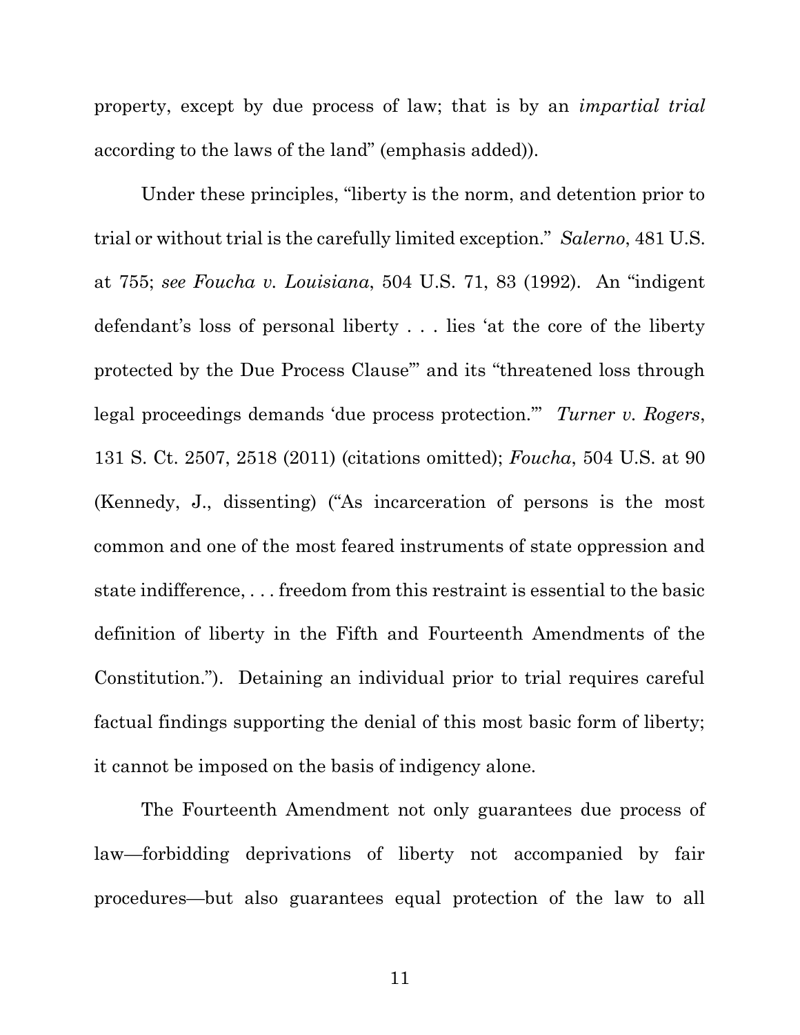property, except by due process of law; that is by an *impartial trial* according to the laws of the land" (emphasis added)).

Under these principles, "liberty is the norm, and detention prior to trial or without trial is the carefully limited exception." *Salerno*, 481 U.S. at 755; *see Foucha v. Louisiana*, 504 U.S. 71, 83 (1992). An "indigent defendant's loss of personal liberty . . . lies 'at the core of the liberty protected by the Due Process Clause'" and its "threatened loss through legal proceedings demands 'due process protection.'" *Turner v. Rogers*, 131 S. Ct. 2507, 2518 (2011) (citations omitted); *Foucha*, 504 U.S. at 90 (Kennedy, J., dissenting) ("As incarceration of persons is the most common and one of the most feared instruments of state oppression and state indifference, . . . freedom from this restraint is essential to the basic definition of liberty in the Fifth and Fourteenth Amendments of the Constitution."). Detaining an individual prior to trial requires careful factual findings supporting the denial of this most basic form of liberty; it cannot be imposed on the basis of indigency alone.

The Fourteenth Amendment not only guarantees due process of law—forbidding deprivations of liberty not accompanied by fair procedures—but also guarantees equal protection of the law to all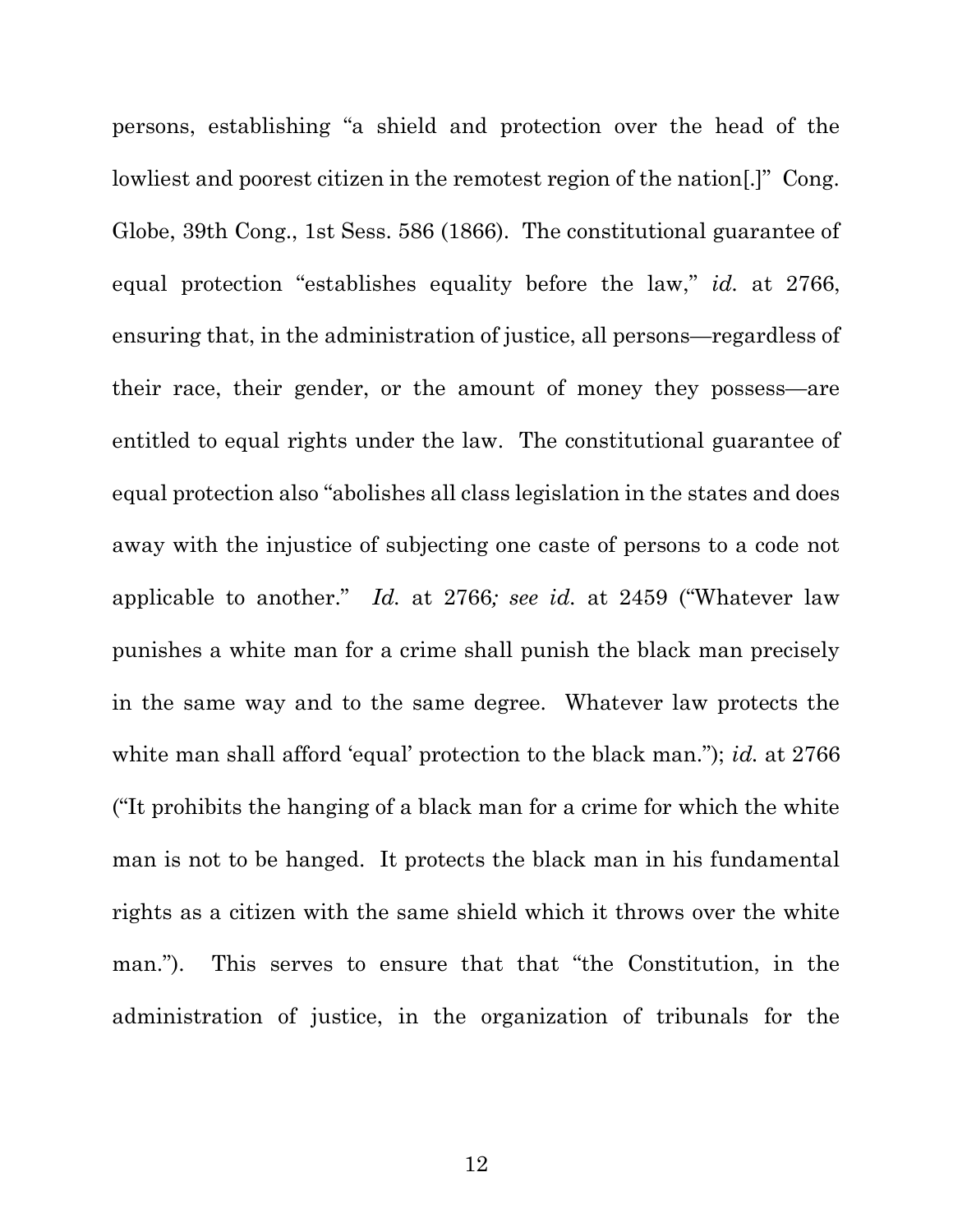persons, establishing "a shield and protection over the head of the lowliest and poorest citizen in the remotest region of the nation[.]" Cong. Globe, 39th Cong., 1st Sess. 586 (1866). The constitutional guarantee of equal protection "establishes equality before the law," *id.* at 2766, ensuring that, in the administration of justice, all persons—regardless of their race, their gender, or the amount of money they possess—are entitled to equal rights under the law. The constitutional guarantee of equal protection also "abolishes all class legislation in the states and does away with the injustice of subjecting one caste of persons to a code not applicable to another." *Id.* at 2766*; see id.* at 2459 ("Whatever law punishes a white man for a crime shall punish the black man precisely in the same way and to the same degree. Whatever law protects the white man shall afford 'equal' protection to the black man."); *id.* at 2766 ("It prohibits the hanging of a black man for a crime for which the white man is not to be hanged. It protects the black man in his fundamental rights as a citizen with the same shield which it throws over the white man."). This serves to ensure that that "the Constitution, in the administration of justice, in the organization of tribunals for the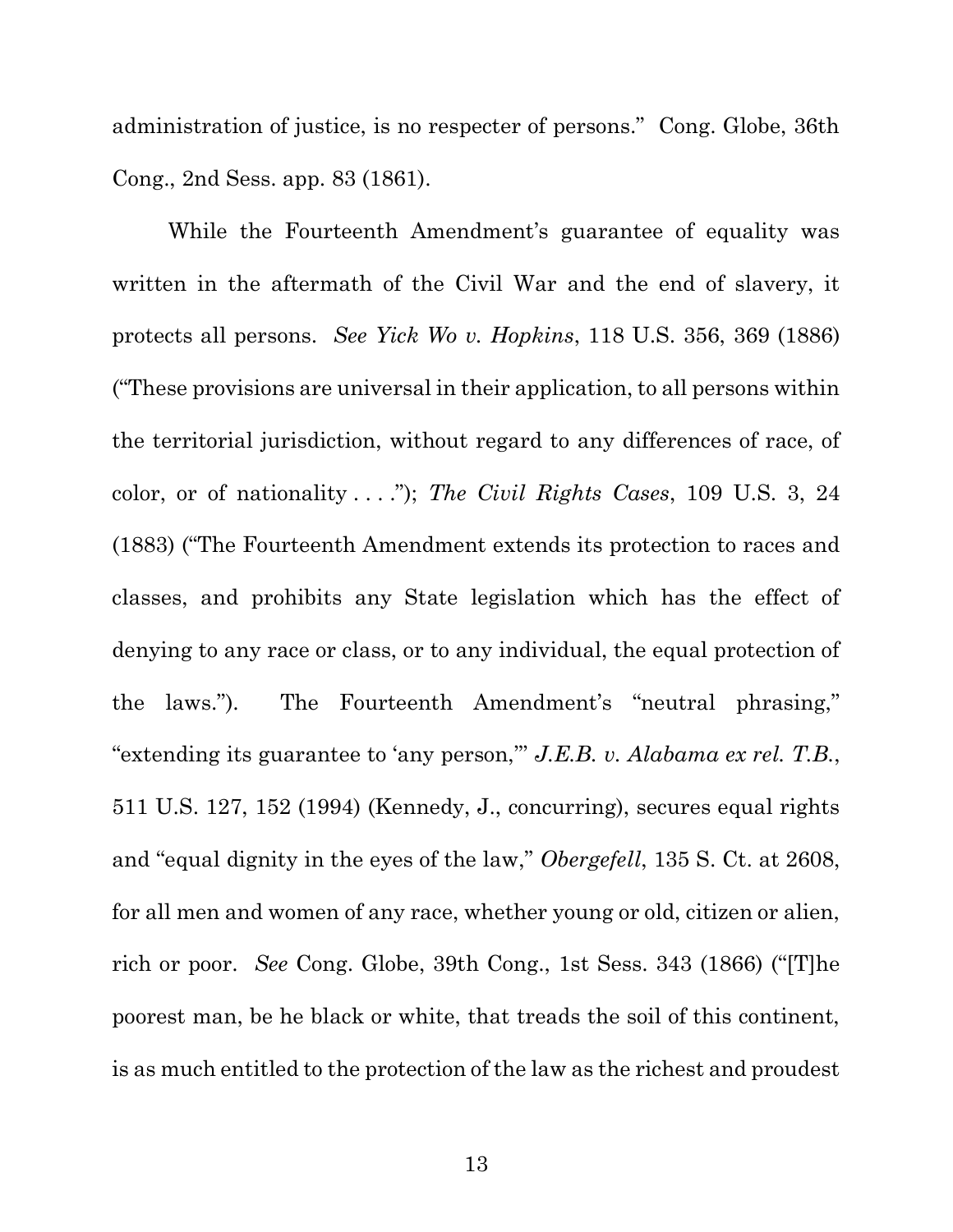administration of justice, is no respecter of persons." Cong. Globe, 36th Cong., 2nd Sess. app. 83 (1861).

While the Fourteenth Amendment's guarantee of equality was written in the aftermath of the Civil War and the end of slavery, it protects all persons. *See Yick Wo v. Hopkins*, 118 U.S. 356, 369 (1886) ("These provisions are universal in their application, to all persons within the territorial jurisdiction, without regard to any differences of race, of color, or of nationality . . . ."); *The Civil Rights Cases*, 109 U.S. 3, 24 (1883) ("The Fourteenth Amendment extends its protection to races and classes, and prohibits any State legislation which has the effect of denying to any race or class, or to any individual, the equal protection of the laws."). The Fourteenth Amendment's "neutral phrasing," "extending its guarantee to 'any person,'" *J.E.B. v. Alabama ex rel. T.B.*, 511 U.S. 127, 152 (1994) (Kennedy, J., concurring), secures equal rights and "equal dignity in the eyes of the law," *Obergefell*, 135 S. Ct. at 2608, for all men and women of any race, whether young or old, citizen or alien, rich or poor. *See* Cong. Globe, 39th Cong., 1st Sess. 343 (1866) ("[T]he poorest man, be he black or white, that treads the soil of this continent, is as much entitled to the protection of the law as the richest and proudest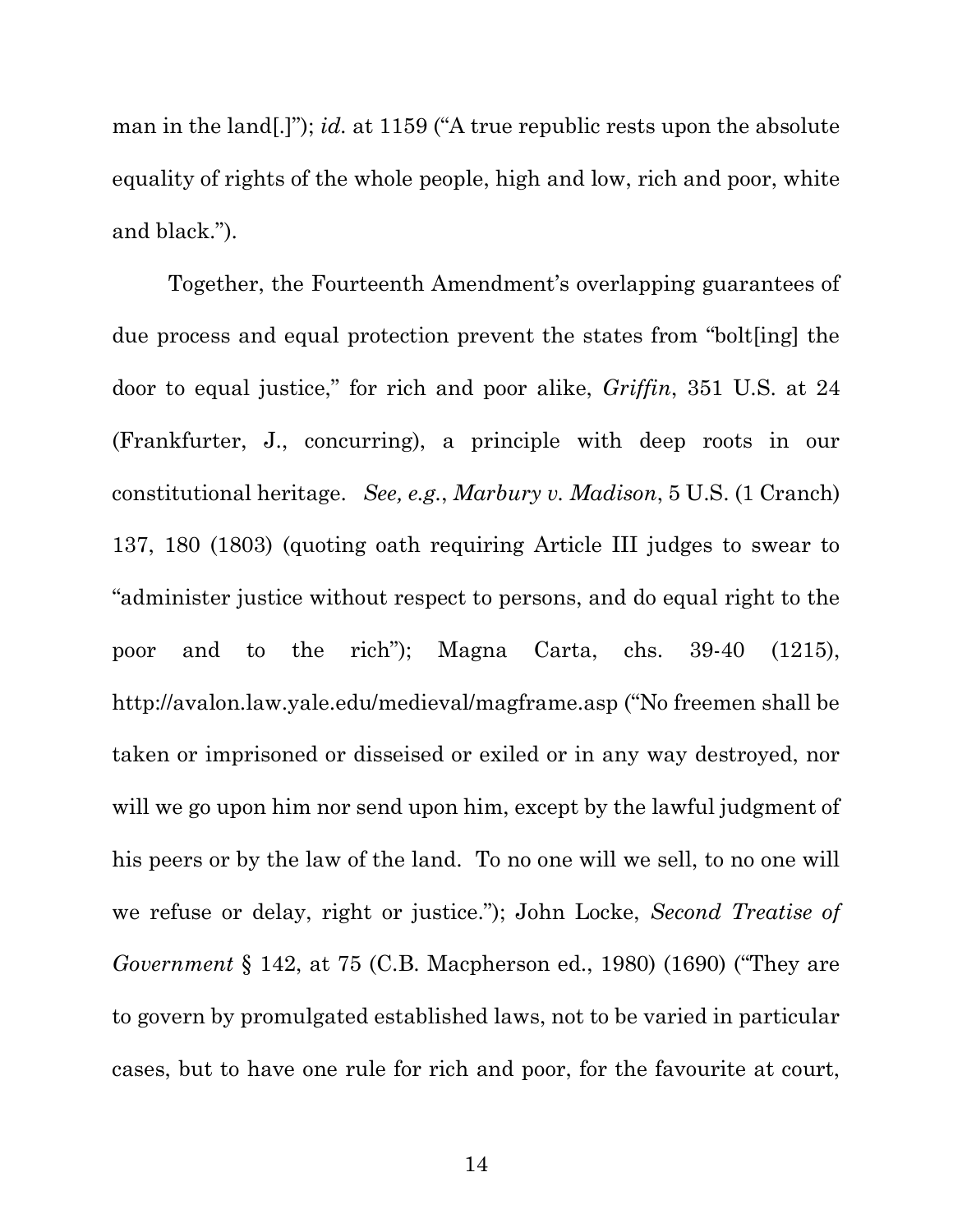man in the land[.]"); *id.* at 1159 ("A true republic rests upon the absolute equality of rights of the whole people, high and low, rich and poor, white and black.").

Together, the Fourteenth Amendment's overlapping guarantees of due process and equal protection prevent the states from "bolt[ing] the door to equal justice," for rich and poor alike, *Griffin*, 351 U.S. at 24 (Frankfurter, J., concurring), a principle with deep roots in our constitutional heritage. *See, e.g.*, *Marbury v. Madison*, 5 U.S. (1 Cranch) 137, 180 (1803) (quoting oath requiring Article III judges to swear to "administer justice without respect to persons, and do equal right to the poor and to the rich"); Magna Carta, chs. 39-40 (1215), http://avalon.law.yale.edu/medieval/magframe.asp ("No freemen shall be taken or imprisoned or disseised or exiled or in any way destroyed, nor will we go upon him nor send upon him, except by the lawful judgment of his peers or by the law of the land. To no one will we sell, to no one will we refuse or delay, right or justice."); John Locke, *Second Treatise of Government* § 142, at 75 (C.B. Macpherson ed., 1980) (1690) ("They are to govern by promulgated established laws, not to be varied in particular cases, but to have one rule for rich and poor, for the favourite at court,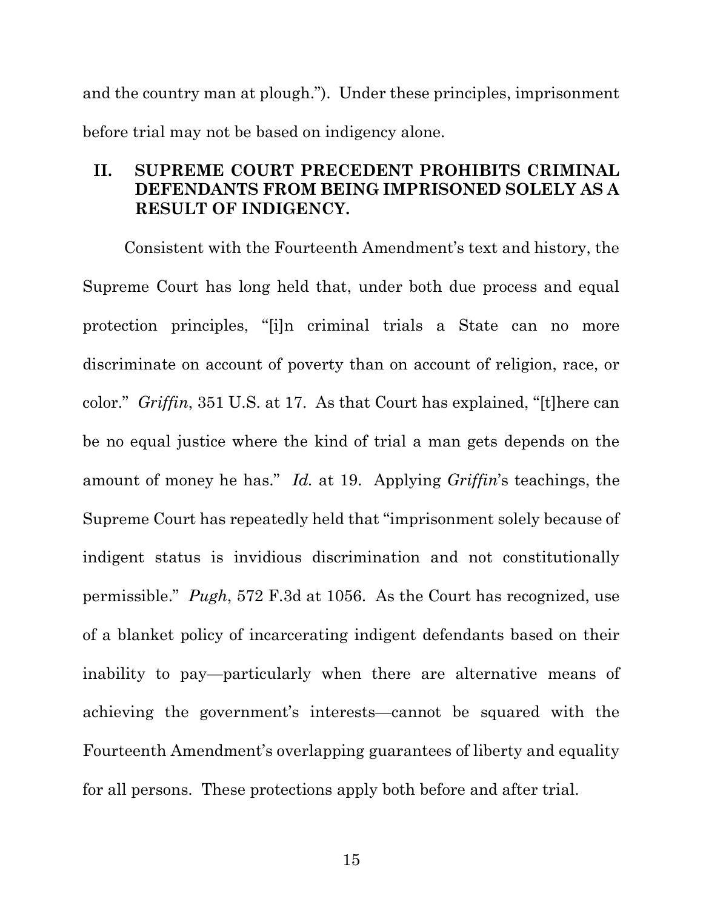and the country man at plough."). Under these principles, imprisonment before trial may not be based on indigency alone.

## II. SUPREME COURT PRECEDENT PROHIBITS CRIMINAL DEFENDANTS FROM BEING IMPRISONED SOLELY AS A RESULT OF INDIGENCY.

Consistent with the Fourteenth Amendment's text and history, the Supreme Court has long held that, under both due process and equal protection principles, "[i]n criminal trials a State can no more discriminate on account of poverty than on account of religion, race, or color." *Griffin*, 351 U.S. at 17. As that Court has explained, "[t]here can be no equal justice where the kind of trial a man gets depends on the amount of money he has." *Id.* at 19. Applying *Griffin*'s teachings, the Supreme Court has repeatedly held that "imprisonment solely because of indigent status is invidious discrimination and not constitutionally permissible." *Pugh*, 572 F.3d at 1056. As the Court has recognized, use of a blanket policy of incarcerating indigent defendants based on their inability to pay—particularly when there are alternative means of achieving the government's interests—cannot be squared with the Fourteenth Amendment's overlapping guarantees of liberty and equality for all persons. These protections apply both before and after trial.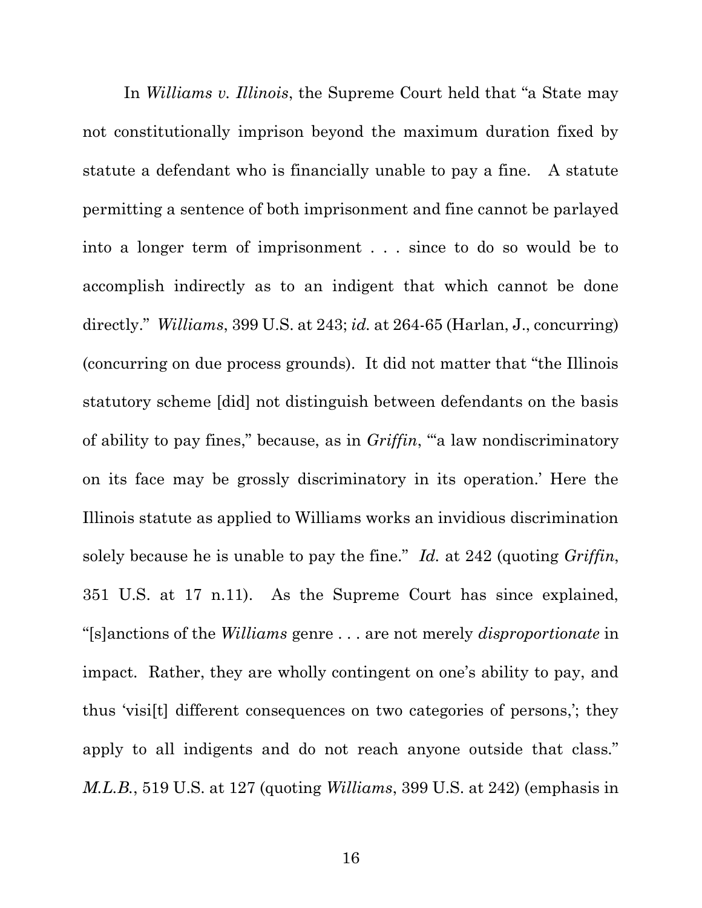In *Williams v. Illinois*, the Supreme Court held that "a State may not constitutionally imprison beyond the maximum duration fixed by statute a defendant who is financially unable to pay a fine. A statute permitting a sentence of both imprisonment and fine cannot be parlayed into a longer term of imprisonment . . . since to do so would be to accomplish indirectly as to an indigent that which cannot be done directly." *Williams*, 399 U.S. at 243; *id.* at 264-65 (Harlan, J., concurring) (concurring on due process grounds). It did not matter that "the Illinois statutory scheme [did] not distinguish between defendants on the basis of ability to pay fines," because, as in *Griffin*, "'a law nondiscriminatory on its face may be grossly discriminatory in its operation.' Here the Illinois statute as applied to Williams works an invidious discrimination solely because he is unable to pay the fine." *Id.* at 242 (quoting *Griffin*, 351 U.S. at 17 n.11). As the Supreme Court has since explained, "[s]anctions of the *Williams* genre . . . are not merely *disproportionate* in impact. Rather, they are wholly contingent on one's ability to pay, and thus 'visi[t] different consequences on two categories of persons,'; they apply to all indigents and do not reach anyone outside that class." *M.L.B.*, 519 U.S. at 127 (quoting *Williams*, 399 U.S. at 242) (emphasis in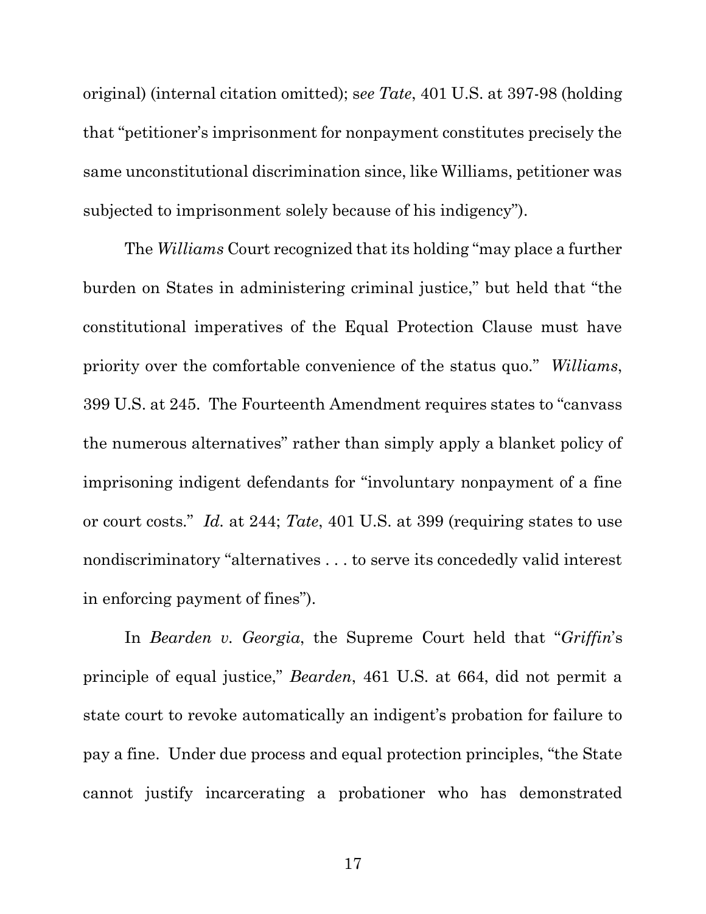original) (internal citation omitted); s*ee Tate*, 401 U.S. at 397-98 (holding that "petitioner's imprisonment for nonpayment constitutes precisely the same unconstitutional discrimination since, like Williams, petitioner was subjected to imprisonment solely because of his indigency").

The *Williams* Court recognized that its holding "may place a further burden on States in administering criminal justice," but held that "the constitutional imperatives of the Equal Protection Clause must have priority over the comfortable convenience of the status quo." *Williams*, 399 U.S. at 245. The Fourteenth Amendment requires states to "canvass the numerous alternatives" rather than simply apply a blanket policy of imprisoning indigent defendants for "involuntary nonpayment of a fine or court costs." *Id.* at 244; *Tate*, 401 U.S. at 399 (requiring states to use nondiscriminatory "alternatives . . . to serve its concededly valid interest in enforcing payment of fines").

In *Bearden v. Georgia*, the Supreme Court held that "*Griffin*'s principle of equal justice," *Bearden*, 461 U.S. at 664, did not permit a state court to revoke automatically an indigent's probation for failure to pay a fine. Under due process and equal protection principles, "the State cannot justify incarcerating a probationer who has demonstrated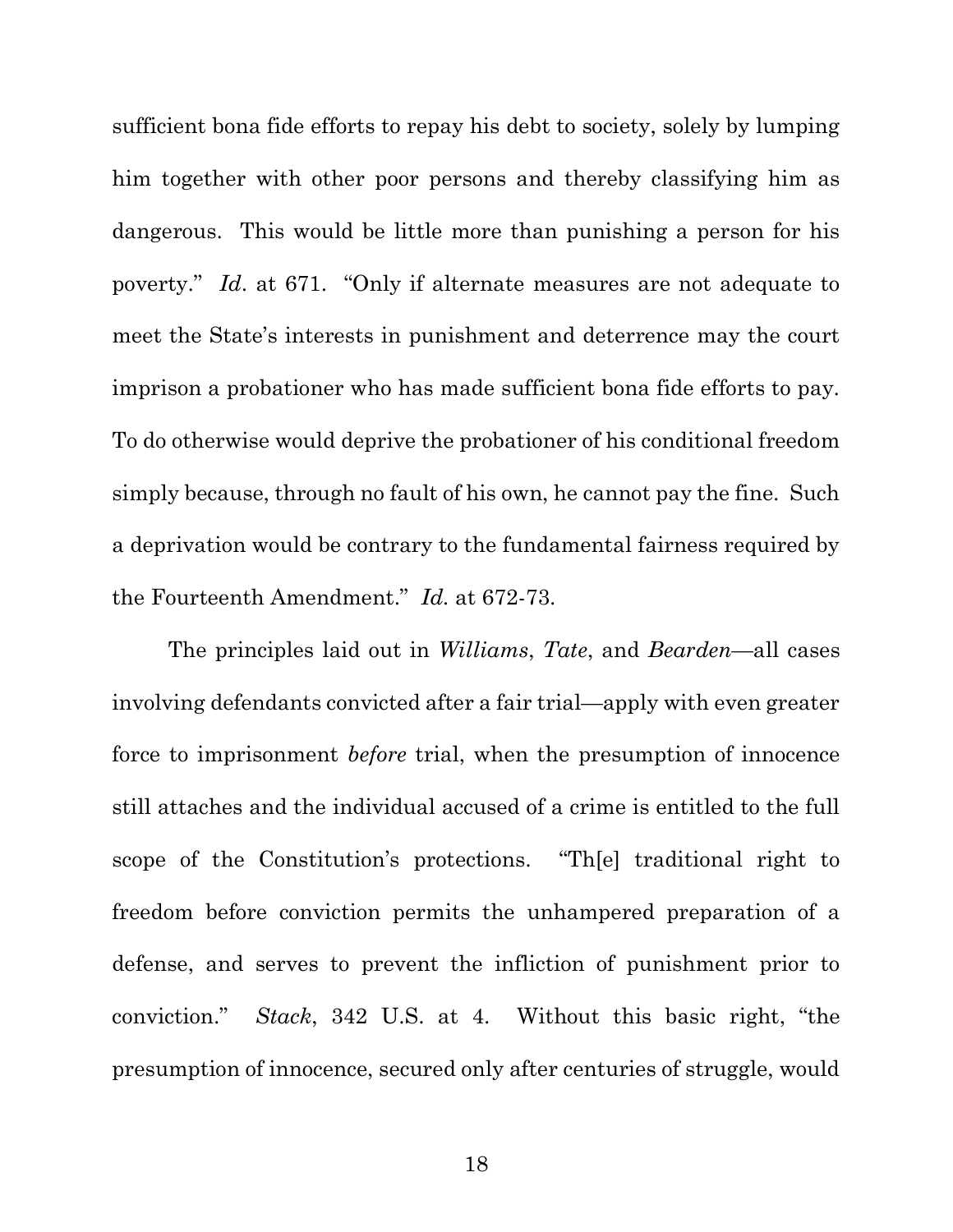sufficient bona fide efforts to repay his debt to society, solely by lumping him together with other poor persons and thereby classifying him as dangerous. This would be little more than punishing a person for his poverty." *Id*. at 671. "Only if alternate measures are not adequate to meet the State's interests in punishment and deterrence may the court imprison a probationer who has made sufficient bona fide efforts to pay. To do otherwise would deprive the probationer of his conditional freedom simply because, through no fault of his own, he cannot pay the fine. Such a deprivation would be contrary to the fundamental fairness required by the Fourteenth Amendment." *Id.* at 672-73.

The principles laid out in *Williams*, *Tate*, and *Bearden*—all cases involving defendants convicted after a fair trial—apply with even greater force to imprisonment *before* trial, when the presumption of innocence still attaches and the individual accused of a crime is entitled to the full scope of the Constitution's protections. "Th[e] traditional right to freedom before conviction permits the unhampered preparation of a defense, and serves to prevent the infliction of punishment prior to conviction." *Stack*, 342 U.S. at 4. Without this basic right, "the presumption of innocence, secured only after centuries of struggle, would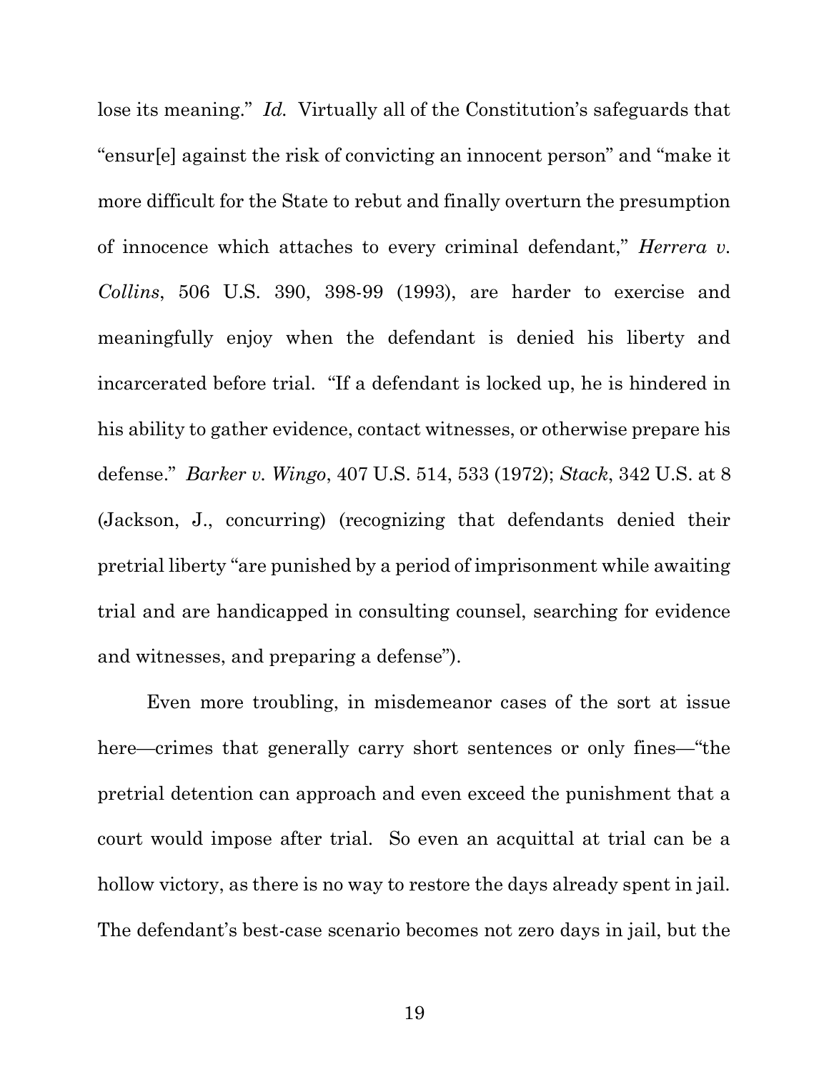lose its meaning." *Id.* Virtually all of the Constitution's safeguards that "ensur[e] against the risk of convicting an innocent person" and "make it more difficult for the State to rebut and finally overturn the presumption of innocence which attaches to every criminal defendant," *Herrera v. Collins*, 506 U.S. 390, 398-99 (1993), are harder to exercise and meaningfully enjoy when the defendant is denied his liberty and incarcerated before trial. "If a defendant is locked up, he is hindered in his ability to gather evidence, contact witnesses, or otherwise prepare his defense." *Barker v. Wingo*, 407 U.S. 514, 533 (1972); *Stack*, 342 U.S. at 8 (Jackson, J., concurring) (recognizing that defendants denied their pretrial liberty "are punished by a period of imprisonment while awaiting trial and are handicapped in consulting counsel, searching for evidence and witnesses, and preparing a defense").

Even more troubling, in misdemeanor cases of the sort at issue here—crimes that generally carry short sentences or only fines—"the pretrial detention can approach and even exceed the punishment that a court would impose after trial. So even an acquittal at trial can be a hollow victory, as there is no way to restore the days already spent in jail. The defendant's best-case scenario becomes not zero days in jail, but the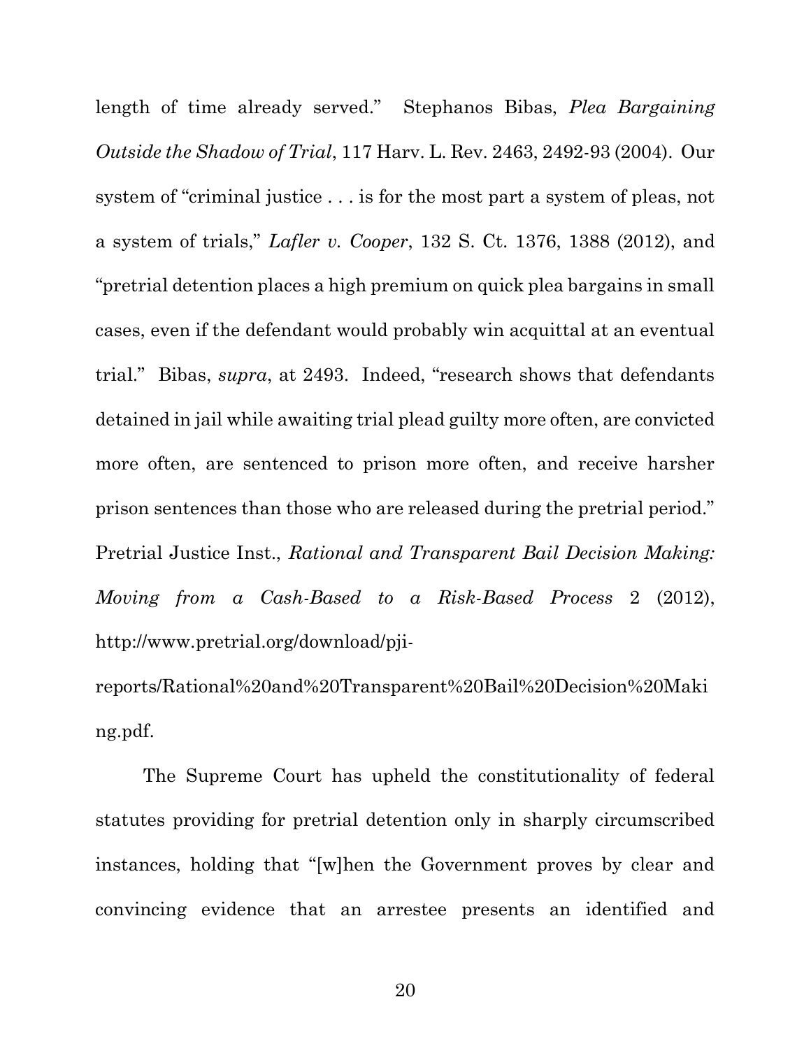length of time already served." Stephanos Bibas, *Plea Bargaining Outside the Shadow of Trial*, 117 Harv. L. Rev. 2463, 2492-93 (2004). Our system of "criminal justice . . . is for the most part a system of pleas, not a system of trials," *Lafler v. Cooper*, 132 S. Ct. 1376, 1388 (2012), and "pretrial detention places a high premium on quick plea bargains in small cases, even if the defendant would probably win acquittal at an eventual trial." Bibas, *supra*, at 2493. Indeed, "research shows that defendants detained in jail while awaiting trial plead guilty more often, are convicted more often, are sentenced to prison more often, and receive harsher prison sentences than those who are released during the pretrial period." Pretrial Justice Inst., *Rational and Transparent Bail Decision Making: Moving from a Cash-Based to a Risk-Based Process* 2 (2012), http://www.pretrial.org/download/pji-reports/Rational%20and%20Transparent%20Bail%20Decision%20Making.pdf.

The Supreme Court has upheld the constitutionality of federal statutes providing for pretrial detention only in sharply circumscribed instances, holding that "[w]hen the Government proves by clear and convincing evidence that an arrestee presents an identified and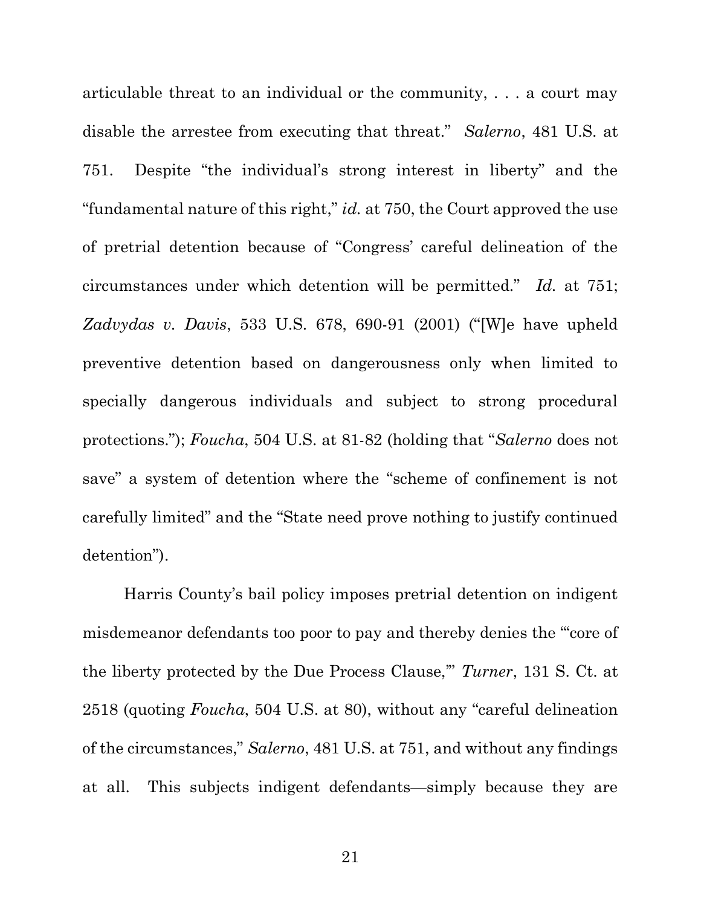articulable threat to an individual or the community, . . . a court may disable the arrestee from executing that threat." *Salerno*, 481 U.S. at 751. Despite "the individual's strong interest in liberty" and the "fundamental nature of this right," *id.* at 750, the Court approved the use of pretrial detention because of "Congress' careful delineation of the circumstances under which detention will be permitted." *Id.* at 751; *Zadvydas v. Davis*, 533 U.S. 678, 690-91 (2001) ("[W]e have upheld preventive detention based on dangerousness only when limited to specially dangerous individuals and subject to strong procedural protections."); *Foucha*, 504 U.S. at 81-82 (holding that "*Salerno* does not save" a system of detention where the "scheme of confinement is not carefully limited" and the "State need prove nothing to justify continued detention").

Harris County's bail policy imposes pretrial detention on indigent misdemeanor defendants too poor to pay and thereby denies the "'core of the liberty protected by the Due Process Clause,'" *Turner*, 131 S. Ct. at 2518 (quoting *Foucha*, 504 U.S. at 80), without any "careful delineation of the circumstances," *Salerno*, 481 U.S. at 751, and without any findings at all. This subjects indigent defendants—simply because they are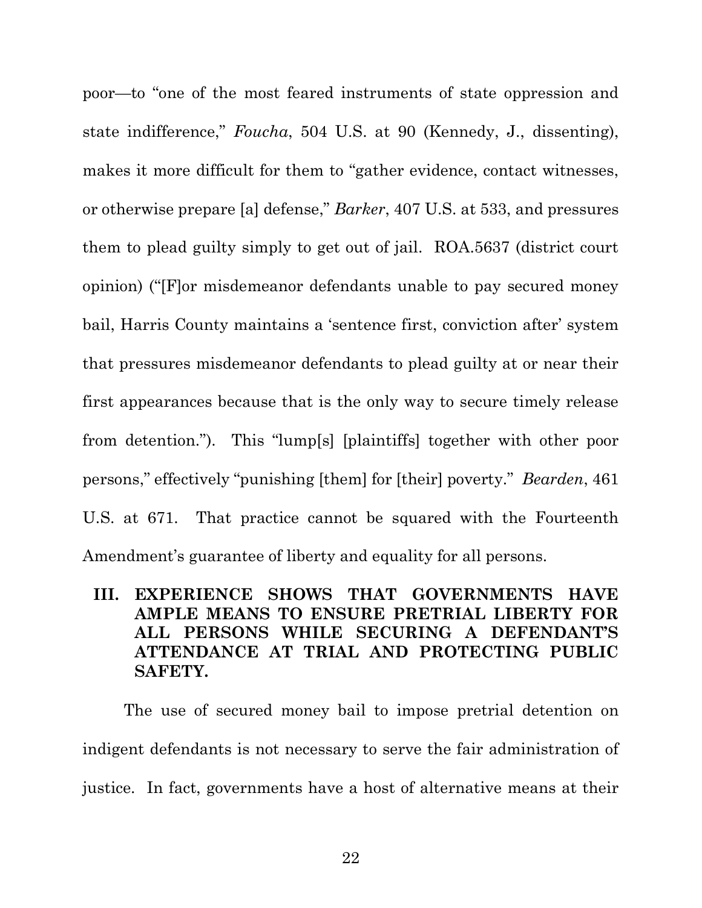poor—to "one of the most feared instruments of state oppression and state indifference," *Foucha*, 504 U.S. at 90 (Kennedy, J., dissenting), makes it more difficult for them to "gather evidence, contact witnesses, or otherwise prepare [a] defense," *Barker*, 407 U.S. at 533, and pressures them to plead guilty simply to get out of jail. ROA.5637 (district court opinion) ("[F]or misdemeanor defendants unable to pay secured money bail, Harris County maintains a 'sentence first, conviction after' system that pressures misdemeanor defendants to plead guilty at or near their first appearances because that is the only way to secure timely release from detention."). This "lump[s] [plaintiffs] together with other poor persons," effectively "punishing [them] for [their] poverty." *Bearden*, 461 U.S. at 671. That practice cannot be squared with the Fourteenth Amendment's guarantee of liberty and equality for all persons.

## III. EXPERIENCE SHOWS THAT GOVERNMENTS HAVE AMPLE MEANS TO ENSURE PRETRIAL LIBERTY FOR ALL PERSONS WHILE SECURING A DEFENDANT'S ATTENDANCE AT TRIAL AND PROTECTING PUBLIC SAFETY.

The use of secured money bail to impose pretrial detention on indigent defendants is not necessary to serve the fair administration of justice. In fact, governments have a host of alternative means at their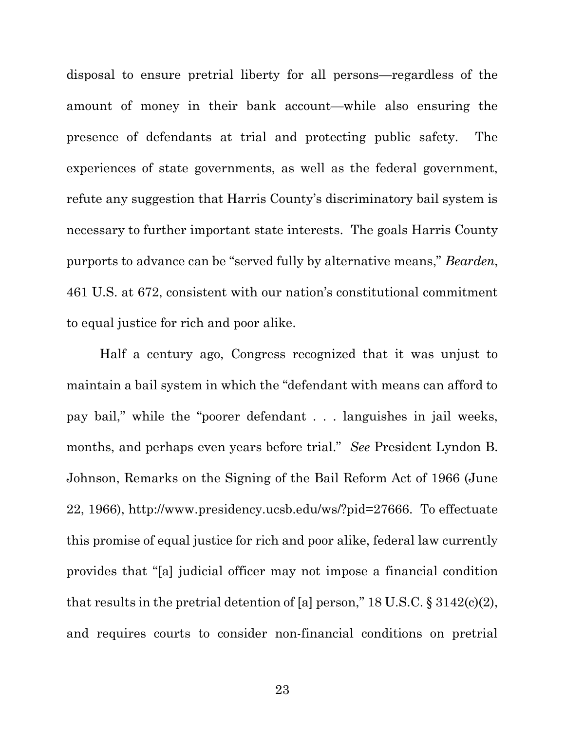disposal to ensure pretrial liberty for all persons—regardless of the amount of money in their bank account—while also ensuring the presence of defendants at trial and protecting public safety. The experiences of state governments, as well as the federal government, refute any suggestion that Harris County's discriminatory bail system is necessary to further important state interests. The goals Harris County purports to advance can be "served fully by alternative means," *Bearden*, 461 U.S. at 672, consistent with our nation's constitutional commitment to equal justice for rich and poor alike.

Half a century ago, Congress recognized that it was unjust to maintain a bail system in which the "defendant with means can afford to pay bail," while the "poorer defendant . . . languishes in jail weeks, months, and perhaps even years before trial." *See* President Lyndon B. Johnson, Remarks on the Signing of the Bail Reform Act of 1966 (June 22, 1966), http://www.presidency.ucsb.edu/ws/?pid=27666. To effectuate this promise of equal justice for rich and poor alike, federal law currently provides that "[a] judicial officer may not impose a financial condition that results in the pretrial detention of [a] person," 18 U.S.C. § 3142(c)(2), and requires courts to consider non-financial conditions on pretrial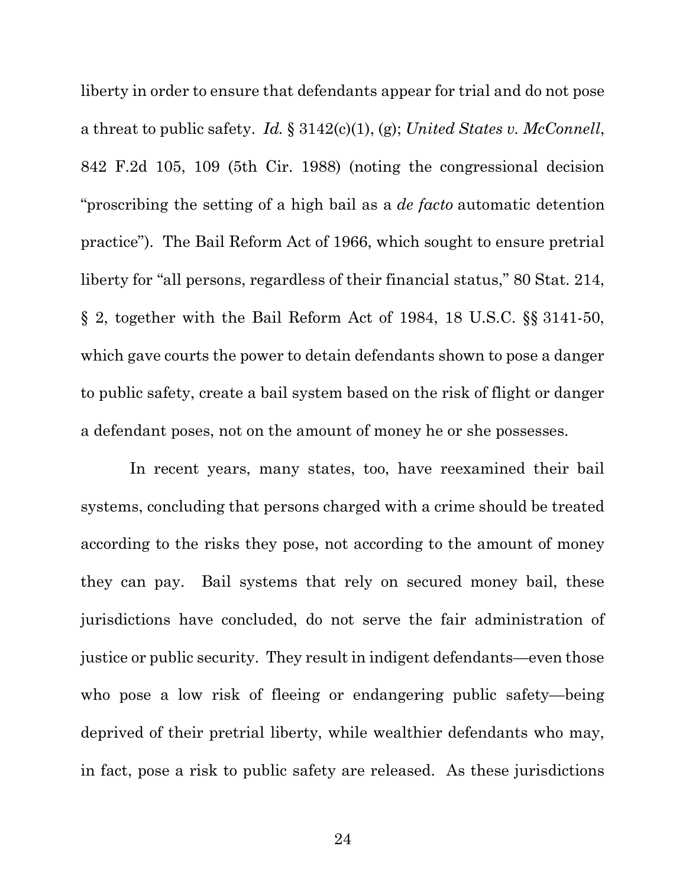liberty in order to ensure that defendants appear for trial and do not pose a threat to public safety. *Id.* § 3142(c)(1), (g); *United States v. McConnell*, 842 F.2d 105, 109 (5th Cir. 1988) (noting the congressional decision "proscribing the setting of a high bail as a *de facto* automatic detention practice"). The Bail Reform Act of 1966, which sought to ensure pretrial liberty for "all persons, regardless of their financial status," 80 Stat. 214, § 2, together with the Bail Reform Act of 1984, 18 U.S.C. §§ 3141-50, which gave courts the power to detain defendants shown to pose a danger to public safety, create a bail system based on the risk of flight or danger a defendant poses, not on the amount of money he or she possesses.

In recent years, many states, too, have reexamined their bail systems, concluding that persons charged with a crime should be treated according to the risks they pose, not according to the amount of money they can pay. Bail systems that rely on secured money bail, these jurisdictions have concluded, do not serve the fair administration of justice or public security. They result in indigent defendants—even those who pose a low risk of fleeing or endangering public safety—being deprived of their pretrial liberty, while wealthier defendants who may, in fact, pose a risk to public safety are released. As these jurisdictions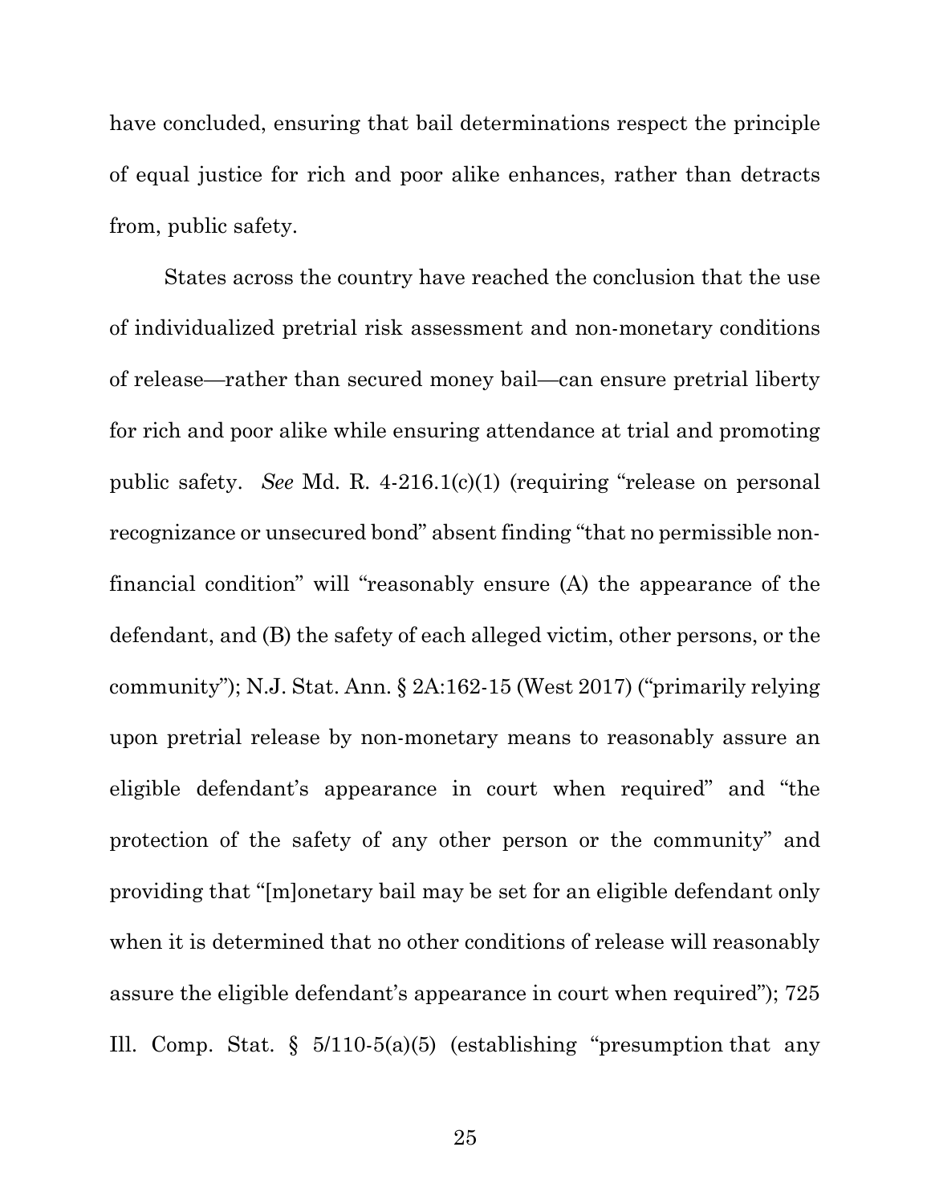have concluded, ensuring that bail determinations respect the principle of equal justice for rich and poor alike enhances, rather than detracts from, public safety.

States across the country have reached the conclusion that the use of individualized pretrial risk assessment and non-monetary conditions of release—rather than secured money bail—can ensure pretrial liberty for rich and poor alike while ensuring attendance at trial and promoting public safety. *See* Md. R. 4-216.1(c)(1) (requiring "release on personal recognizance or unsecured bond" absent finding "that no permissible non-financial condition" will "reasonably ensure (A) the appearance of the defendant, and (B) the safety of each alleged victim, other persons, or the community"); N.J. Stat. Ann. § 2A:162-15 (West 2017) ("primarily relying upon pretrial release by non-monetary means to reasonably assure an eligible defendant's appearance in court when required" and "the protection of the safety of any other person or the community" and providing that "[m]onetary bail may be set for an eligible defendant only when it is determined that no other conditions of release will reasonably assure the eligible defendant's appearance in court when required"); 725 Ill. Comp. Stat. § 5/110-5(a)(5) (establishing "presumption that any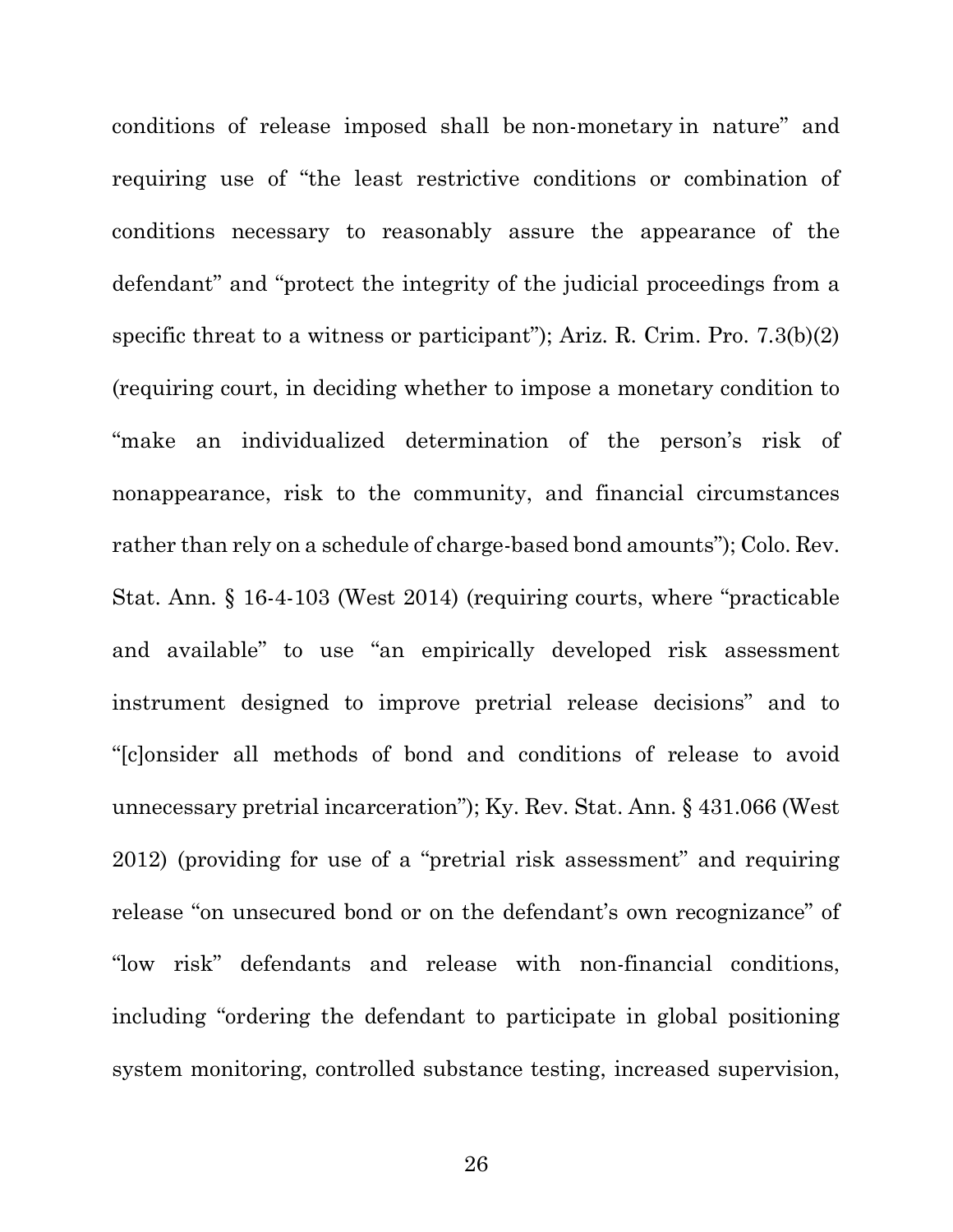conditions of release imposed shall be non-monetary in nature" and requiring use of "the least restrictive conditions or combination of conditions necessary to reasonably assure the appearance of the defendant" and "protect the integrity of the judicial proceedings from a specific threat to a witness or participant"); Ariz. R. Crim. Pro. 7.3(b)(2) (requiring court, in deciding whether to impose a monetary condition to "make an individualized determination of the person's risk of nonappearance, risk to the community, and financial circumstances rather than rely on a schedule of charge-based bond amounts"); Colo. Rev. Stat. Ann. § 16-4-103 (West 2014) (requiring courts, where "practicable and available" to use "an empirically developed risk assessment instrument designed to improve pretrial release decisions" and to "[c]onsider all methods of bond and conditions of release to avoid unnecessary pretrial incarceration"); Ky. Rev. Stat. Ann. § 431.066 (West 2012) (providing for use of a "pretrial risk assessment" and requiring release "on unsecured bond or on the defendant's own recognizance" of "low risk" defendants and release with non-financial conditions, including "ordering the defendant to participate in global positioning system monitoring, controlled substance testing, increased supervision,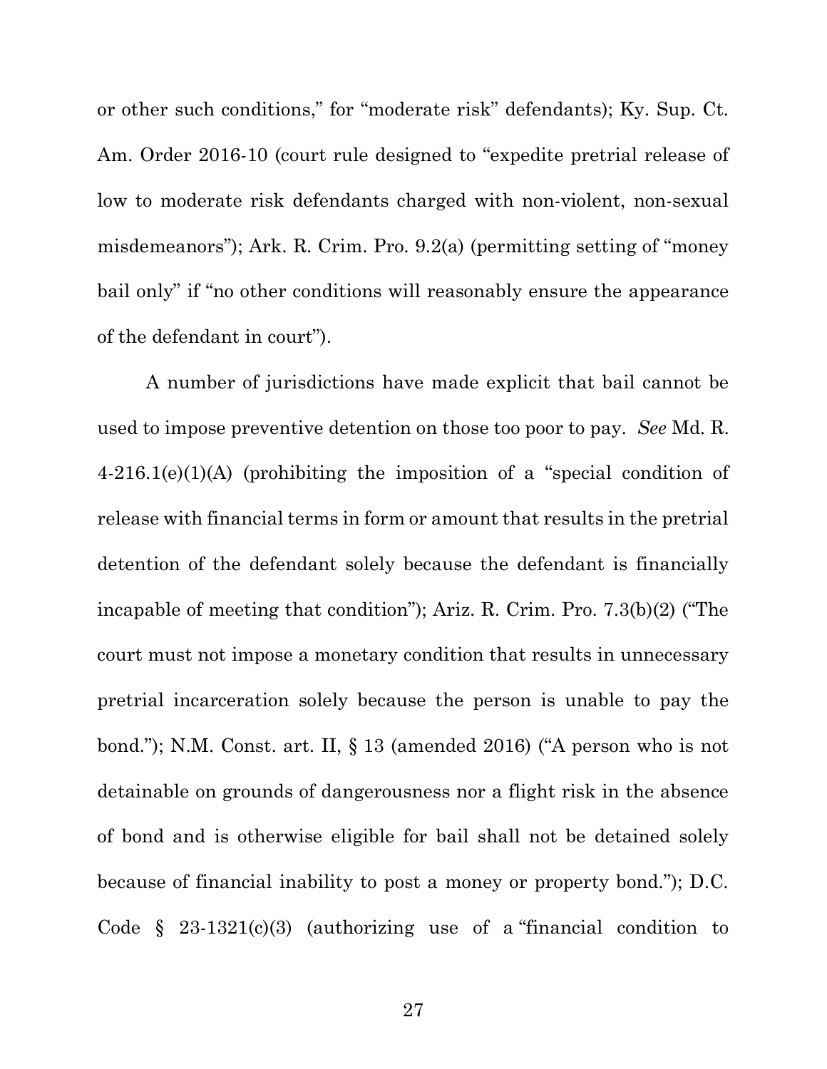or other such conditions," for "moderate risk" defendants); Ky. Sup. Ct. Am. Order 2016-10 (court rule designed to "expedite pretrial release of low to moderate risk defendants charged with non-violent, non-sexual misdemeanors"); Ark. R. Crim. Pro. 9.2(a) (permitting setting of "money bail only" if "no other conditions will reasonably ensure the appearance of the defendant in court").

A number of jurisdictions have made explicit that bail cannot be used to impose preventive detention on those too poor to pay. *See* Md. R. 4-216.1(e)(1)(A) (prohibiting the imposition of a "special condition of release with financial terms in form or amount that results in the pretrial detention of the defendant solely because the defendant is financially incapable of meeting that condition"); Ariz. R. Crim. Pro. 7.3(b)(2) ("The court must not impose a monetary condition that results in unnecessary pretrial incarceration solely because the person is unable to pay the bond."); N.M. Const. art. II, § 13 (amended 2016) ("A person who is not detainable on grounds of dangerousness nor a flight risk in the absence of bond and is otherwise eligible for bail shall not be detained solely because of financial inability to post a money or property bond."); D.C. Code § 23-1321(c)(3) (authorizing use of a "financial condition to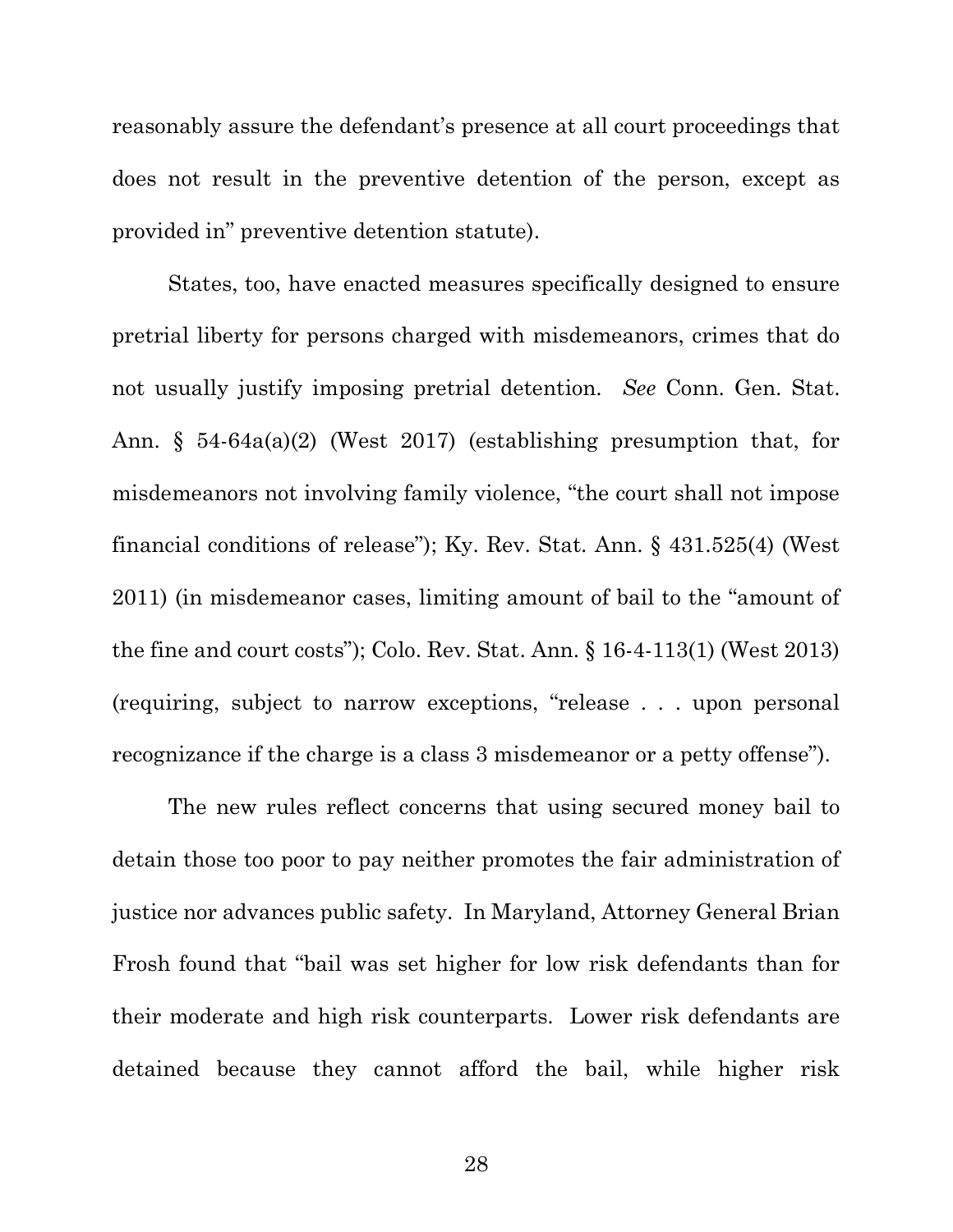reasonably assure the defendant's presence at all court proceedings that does not result in the preventive detention of the person, except as provided in" preventive detention statute).

States, too, have enacted measures specifically designed to ensure pretrial liberty for persons charged with misdemeanors, crimes that do not usually justify imposing pretrial detention. *See* Conn. Gen. Stat. Ann. § 54-64a(a)(2) (West 2017) (establishing presumption that, for misdemeanors not involving family violence, "the court shall not impose financial conditions of release"); Ky. Rev. Stat. Ann. § 431.525(4) (West 2011) (in misdemeanor cases, limiting amount of bail to the "amount of the fine and court costs"); Colo. Rev. Stat. Ann. § 16-4-113(1) (West 2013) (requiring, subject to narrow exceptions, "release . . . upon personal recognizance if the charge is a class 3 misdemeanor or a petty offense").

The new rules reflect concerns that using secured money bail to detain those too poor to pay neither promotes the fair administration of justice nor advances public safety. In Maryland, Attorney General Brian Frosh found that "bail was set higher for low risk defendants than for their moderate and high risk counterparts. Lower risk defendants are detained because they cannot afford the bail, while higher risk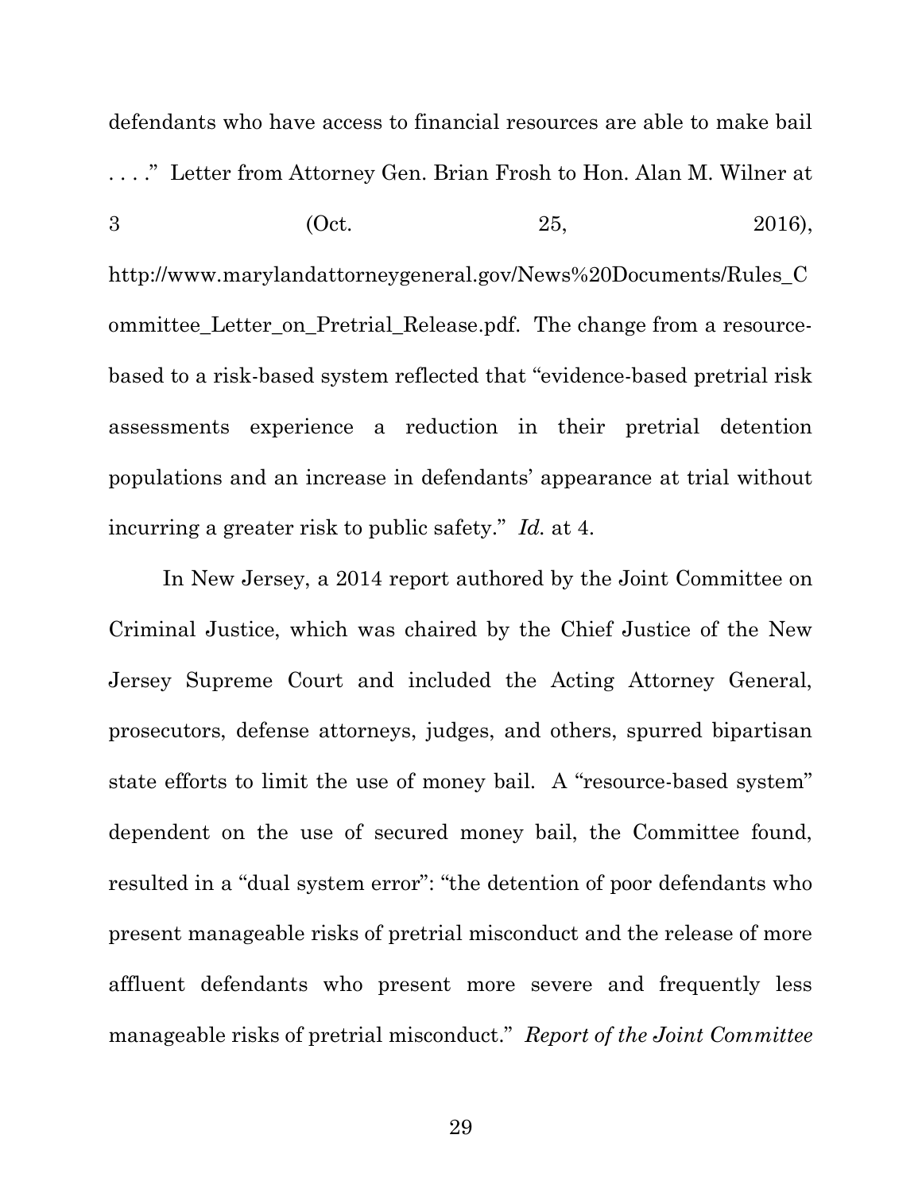defendants who have access to financial resources are able to make bail . . . ." Letter from Attorney Gen. Brian Frosh to Hon. Alan M. Wilner at 3 (Oct. 25, 2016), http://www.marylandattorneygeneral.gov/News%20Documents/Rules_Committee_Letter_on_Pretrial_Release.pdf. The change from a resource-based to a risk-based system reflected that "evidence-based pretrial risk assessments experience a reduction in their pretrial detention populations and an increase in defendants' appearance at trial without incurring a greater risk to public safety." *Id.* at 4.

In New Jersey, a 2014 report authored by the Joint Committee on Criminal Justice, which was chaired by the Chief Justice of the New Jersey Supreme Court and included the Acting Attorney General, prosecutors, defense attorneys, judges, and others, spurred bipartisan state efforts to limit the use of money bail. A "resource-based system" dependent on the use of secured money bail, the Committee found, resulted in a "dual system error": "the detention of poor defendants who present manageable risks of pretrial misconduct and the release of more affluent defendants who present more severe and frequently less manageable risks of pretrial misconduct." *Report of the Joint Committee*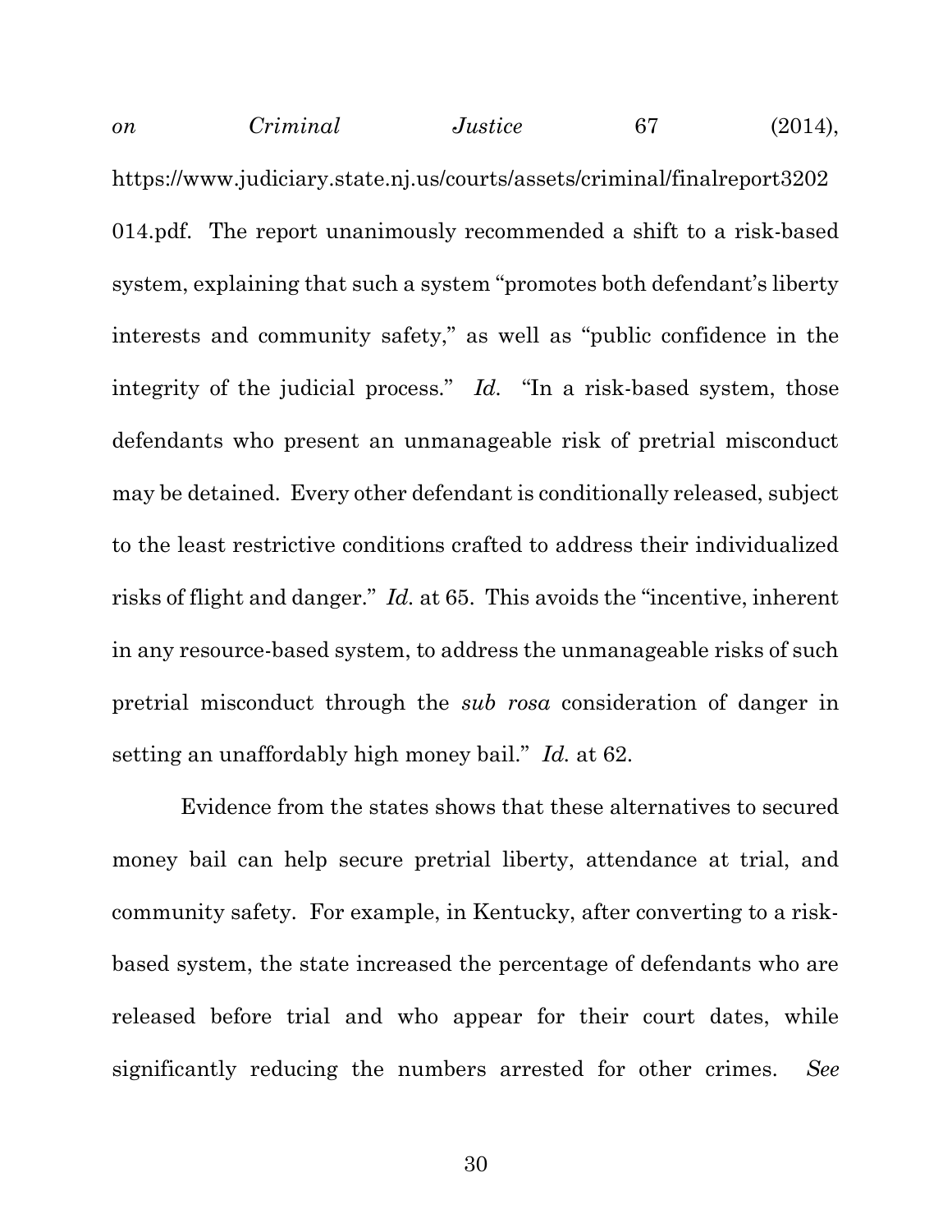*on Criminal Justice* 67 (2014), https://www.judiciary.state.nj.us/courts/assets/criminal/finalreport3202014.pdf. The report unanimously recommended a shift to a risk-based system, explaining that such a system "promotes both defendant's liberty interests and community safety," as well as "public confidence in the integrity of the judicial process." *Id.* "In a risk-based system, those defendants who present an unmanageable risk of pretrial misconduct may be detained. Every other defendant is conditionally released, subject to the least restrictive conditions crafted to address their individualized risks of flight and danger." *Id.* at 65. This avoids the "incentive, inherent in any resource-based system, to address the unmanageable risks of such pretrial misconduct through the *sub rosa* consideration of danger in setting an unaffordably high money bail." *Id.* at 62.

Evidence from the states shows that these alternatives to secured money bail can help secure pretrial liberty, attendance at trial, and community safety. For example, in Kentucky, after converting to a risk-based system, the state increased the percentage of defendants who are released before trial and who appear for their court dates, while significantly reducing the numbers arrested for other crimes. *See*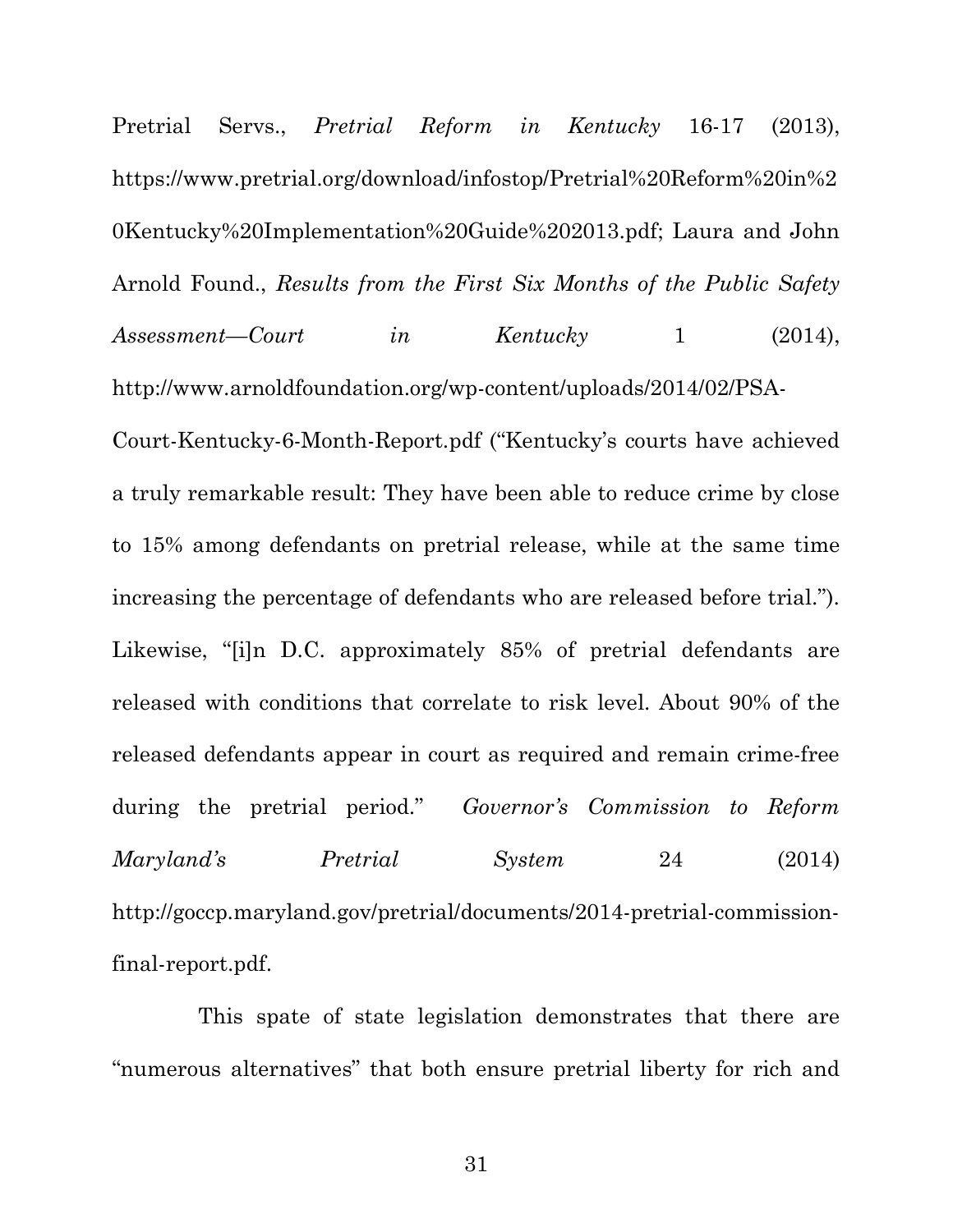Pretrial Servs., *Pretrial Reform in Kentucky* 16-17 (2013), https://www.pretrial.org/download/infostop/Pretrial%20Reform%20in%20Kentucky%20Implementation%20Guide%202013.pdf; Laura and John Arnold Found., *Results from the First Six Months of the Public Safety Assessment—Court in Kentucky* 1 (2014), http://www.arnoldfoundation.org/wp-content/uploads/2014/02/PSA-Court-Kentucky-6-Month-Report.pdf ("Kentucky's courts have achieved a truly remarkable result: They have been able to reduce crime by close to 15% among defendants on pretrial release, while at the same time increasing the percentage of defendants who are released before trial."). Likewise, "[i]n D.C. approximately 85% of pretrial defendants are released with conditions that correlate to risk level. About 90% of the released defendants appear in court as required and remain crime-free during the pretrial period." *Governor's Commission to Reform Maryland's Pretrial System* 24 (2014) http://goccp.maryland.gov/pretrial/documents/2014-pretrial-commission-final-report.pdf.

This spate of state legislation demonstrates that there are "numerous alternatives" that both ensure pretrial liberty for rich and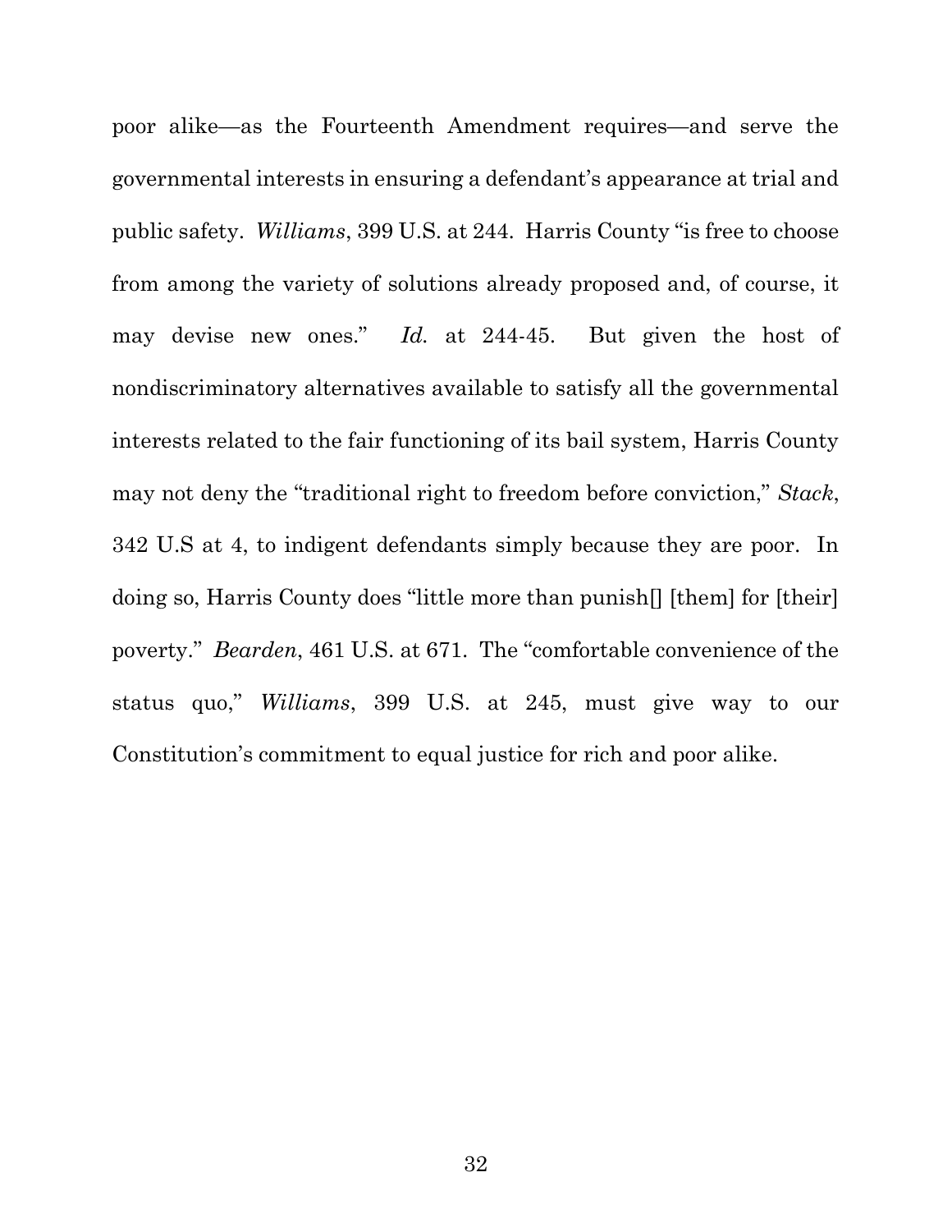poor alike—as the Fourteenth Amendment requires—and serve the governmental interests in ensuring a defendant's appearance at trial and public safety. *Williams*, 399 U.S. at 244. Harris County "is free to choose from among the variety of solutions already proposed and, of course, it may devise new ones." *Id.* at 244-45. But given the host of nondiscriminatory alternatives available to satisfy all the governmental interests related to the fair functioning of its bail system, Harris County may not deny the "traditional right to freedom before conviction," *Stack*, 342 U.S at 4, to indigent defendants simply because they are poor. In doing so, Harris County does "little more than punish[] [them] for [their] poverty." *Bearden*, 461 U.S. at 671. The "comfortable convenience of the status quo," *Williams*, 399 U.S. at 245, must give way to our Constitution's commitment to equal justice for rich and poor alike.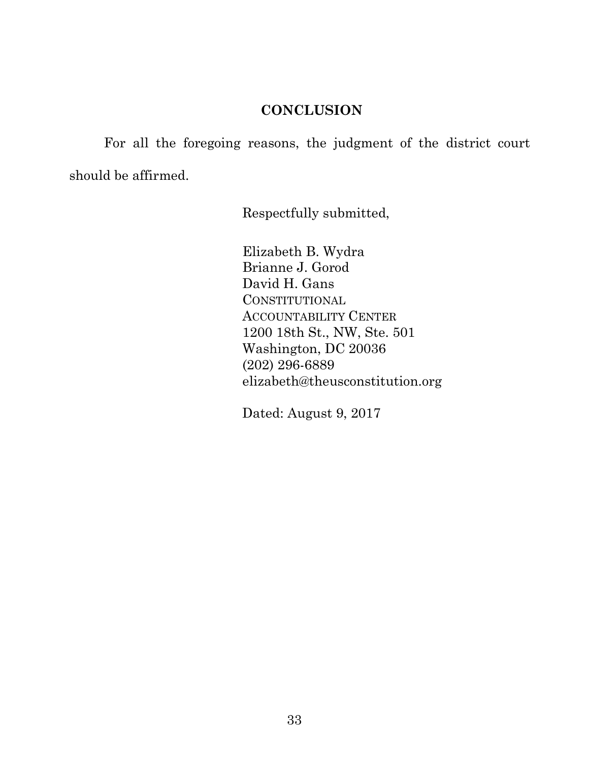## CONCLUSION

For all the foregoing reasons, the judgment of the district court should be affirmed.

Respectfully submitted,

Elizabeth B. Wydra
Brianne J. Gorod
David H. Gans
CONSTITUTIONAL
ACCOUNTABILITY CENTER
1200 18th St., NW, Ste. 501
Washington, DC 20036
(202) 296-6889
elizabeth@theusconstitution.org

Dated: August 9, 2017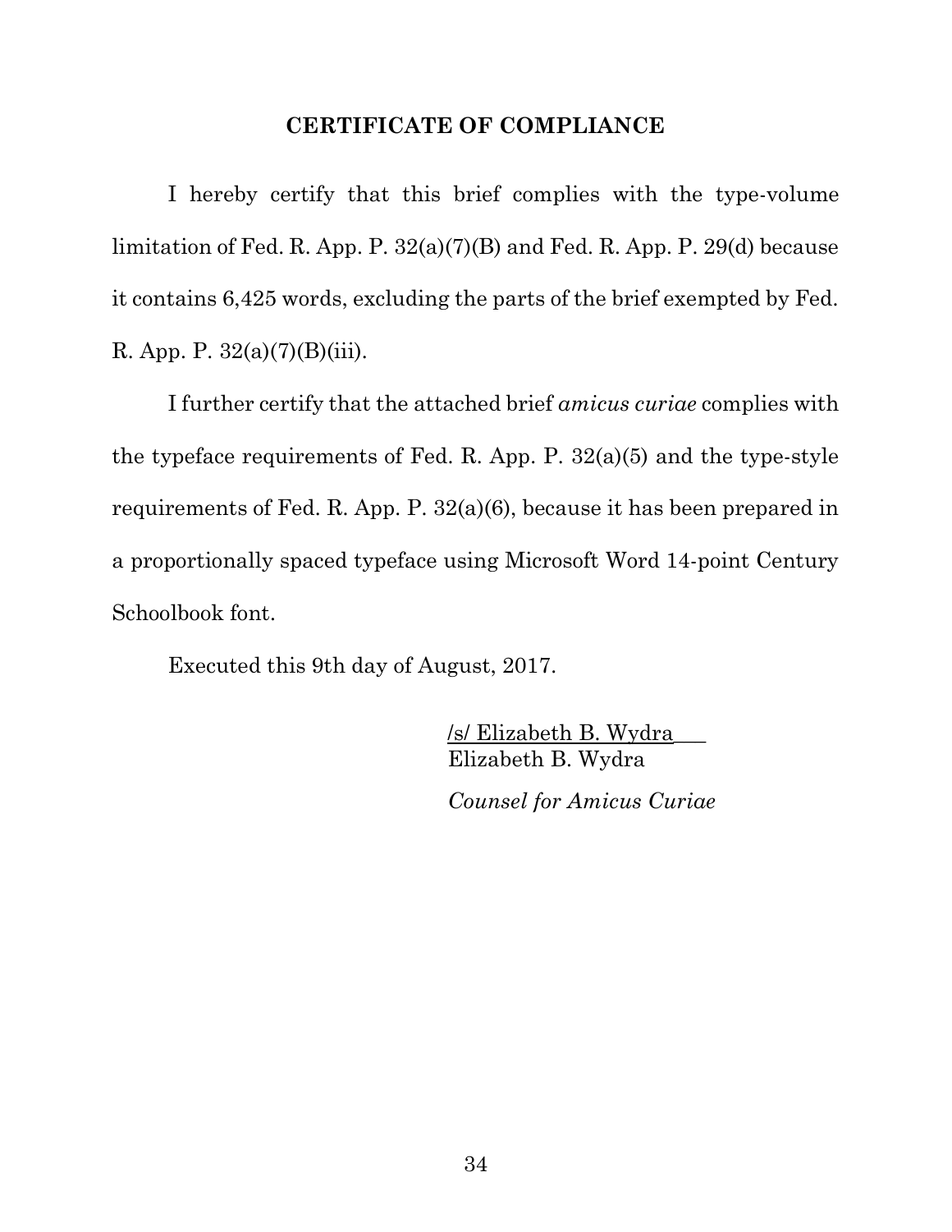## CERTIFICATE OF COMPLIANCE

I hereby certify that this brief complies with the type-volume limitation of Fed. R. App. P. 32(a)(7)(B) and Fed. R. App. P. 29(d) because it contains 6,425 words, excluding the parts of the brief exempted by Fed. R. App. P. 32(a)(7)(B)(iii).

I further certify that the attached brief *amicus curiae* complies with the typeface requirements of Fed. R. App. P. 32(a)(5) and the type-style requirements of Fed. R. App. P. 32(a)(6), because it has been prepared in a proportionally spaced typeface using Microsoft Word 14-point Century Schoolbook font.

Executed this 9th day of August, 2017.

/s/ Elizabeth B. Wydra
Elizabeth B. Wydra

*Counsel for Amicus Curiae*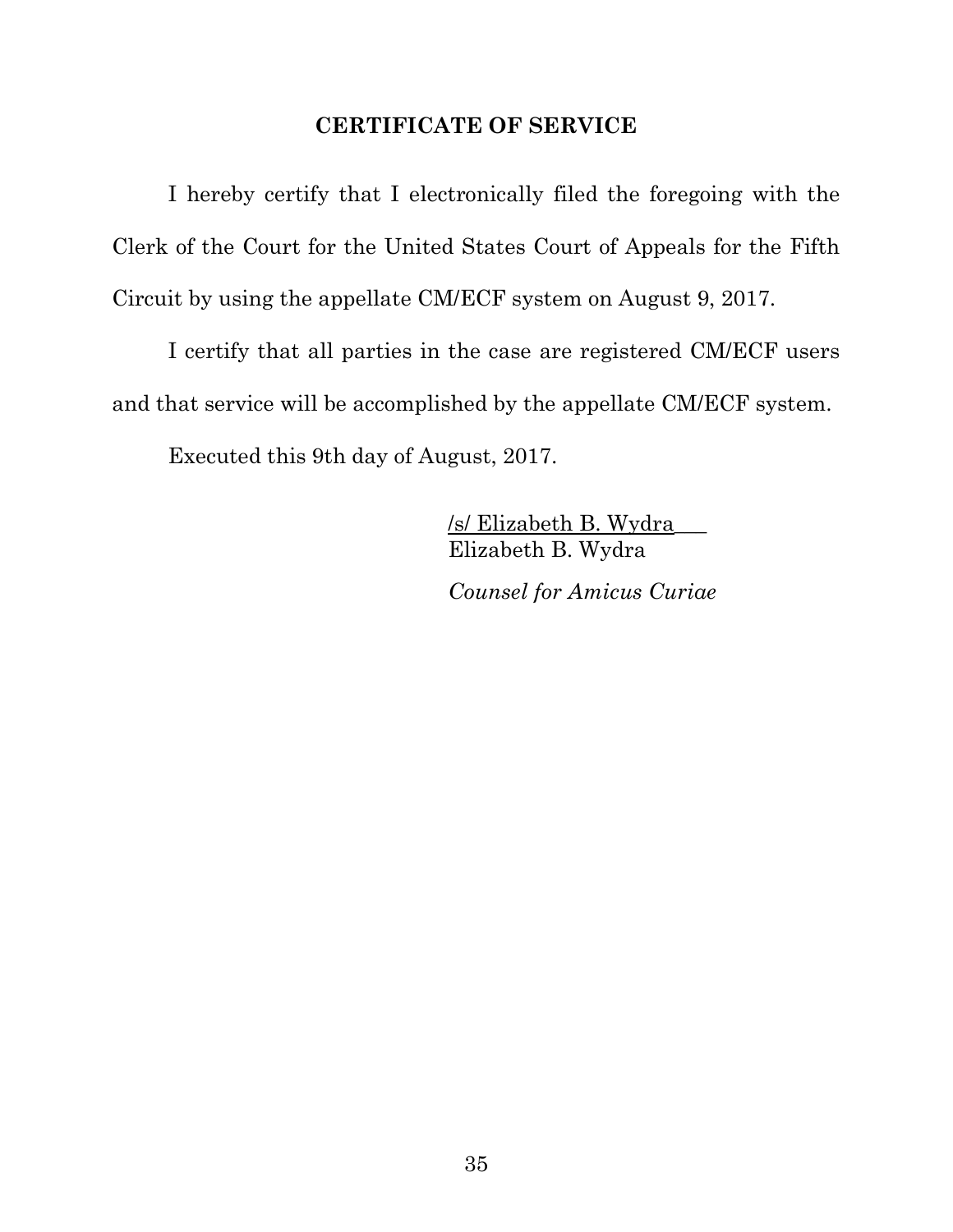## CERTIFICATE OF SERVICE

I hereby certify that I electronically filed the foregoing with the Clerk of the Court for the United States Court of Appeals for the Fifth Circuit by using the appellate CM/ECF system on August 9, 2017.

I certify that all parties in the case are registered CM/ECF users and that service will be accomplished by the appellate CM/ECF system.

Executed this 9th day of August, 2017.

/s/ Elizabeth B. Wydra
Elizabeth B. Wydra

*Counsel for Amicus Curiae*